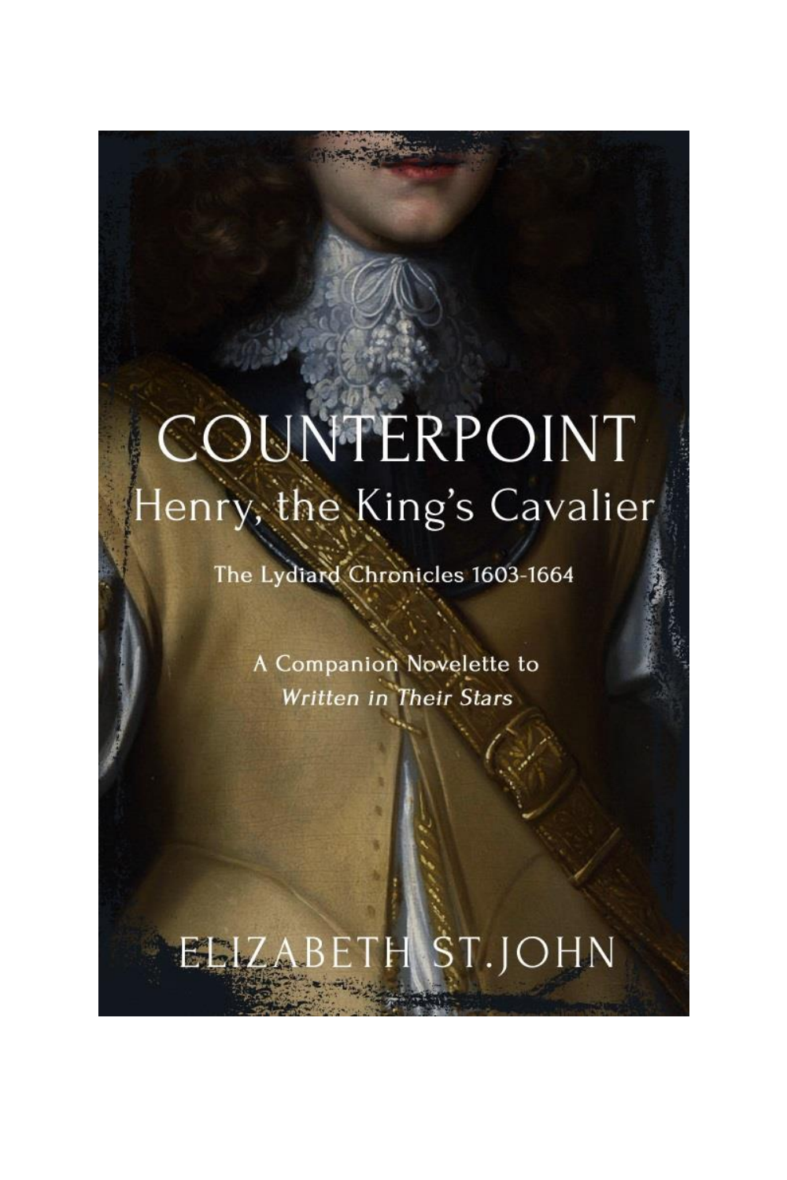# COUNTERPOINT

## Henry, the King's Cavalier

The Lydiard Chronicles 1603-1664

A Companion Novelette to *Written in Their Stars*

ELIZABETH ST. JOHN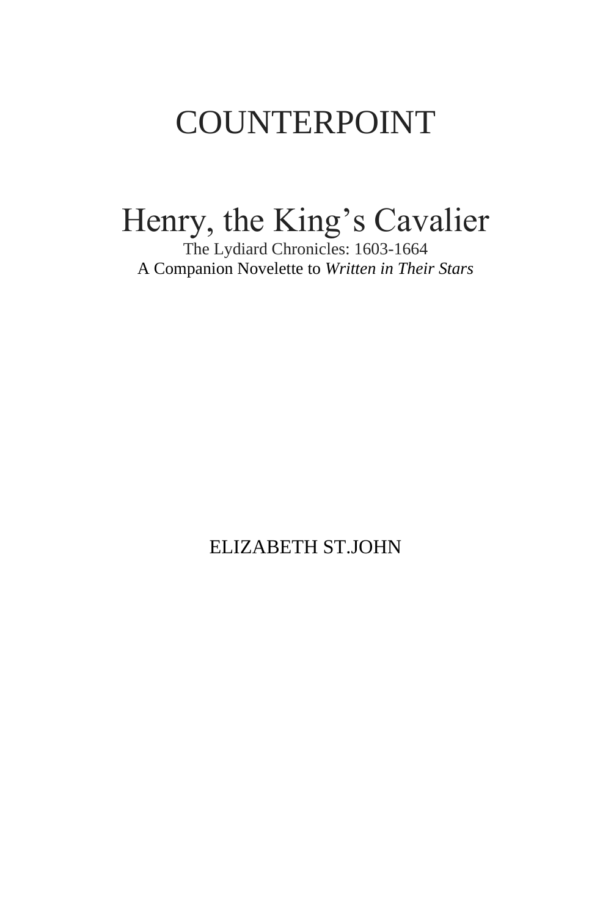# COUNTERPOINT

## Henry, the King's Cavalier

The Lydiard Chronicles: 1603-1664
A Companion Novelette to *Written in Their Stars*

ELIZABETH ST.JOHN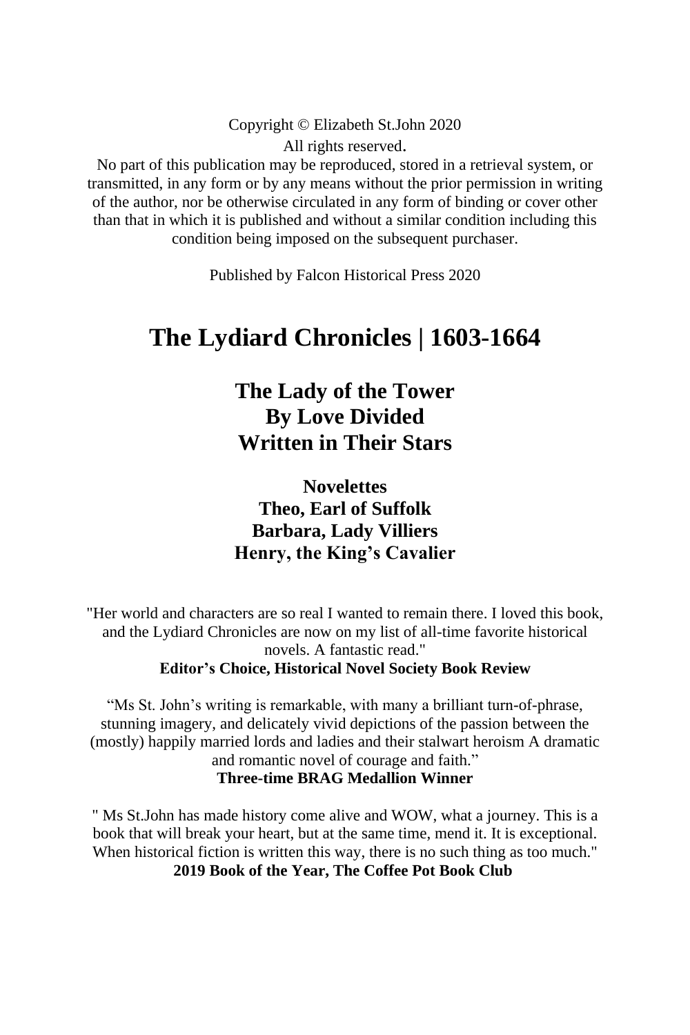Copyright © Elizabeth St.John 2020

All rights reserved.

No part of this publication may be reproduced, stored in a retrieval system, or transmitted, in any form or by any means without the prior permission in writing of the author, nor be otherwise circulated in any form of binding or cover other than that in which it is published and without a similar condition including this condition being imposed on the subsequent purchaser.

Published by Falcon Historical Press 2020

# The Lydiard Chronicles | 1603-1664

## The Lady of the Tower
## By Love Divided
## Written in Their Stars

### Novelettes
### Theo, Earl of Suffolk
### Barbara, Lady Villiers
### Henry, the King's Cavalier

"Her world and characters are so real I wanted to remain there. I loved this book, and the Lydiard Chronicles are now on my list of all-time favorite historical novels. A fantastic read."
**Editor's Choice, Historical Novel Society Book Review**

"Ms St. John's writing is remarkable, with many a brilliant turn-of-phrase, stunning imagery, and delicately vivid depictions of the passion between the (mostly) happily married lords and ladies and their stalwart heroism A dramatic and romantic novel of courage and faith."
**Three-time BRAG Medallion Winner**

" Ms St.John has made history come alive and WOW, what a journey. This is a book that will break your heart, but at the same time, mend it. It is exceptional. When historical fiction is written this way, there is no such thing as too much."
**2019 Book of the Year, The Coffee Pot Book Club**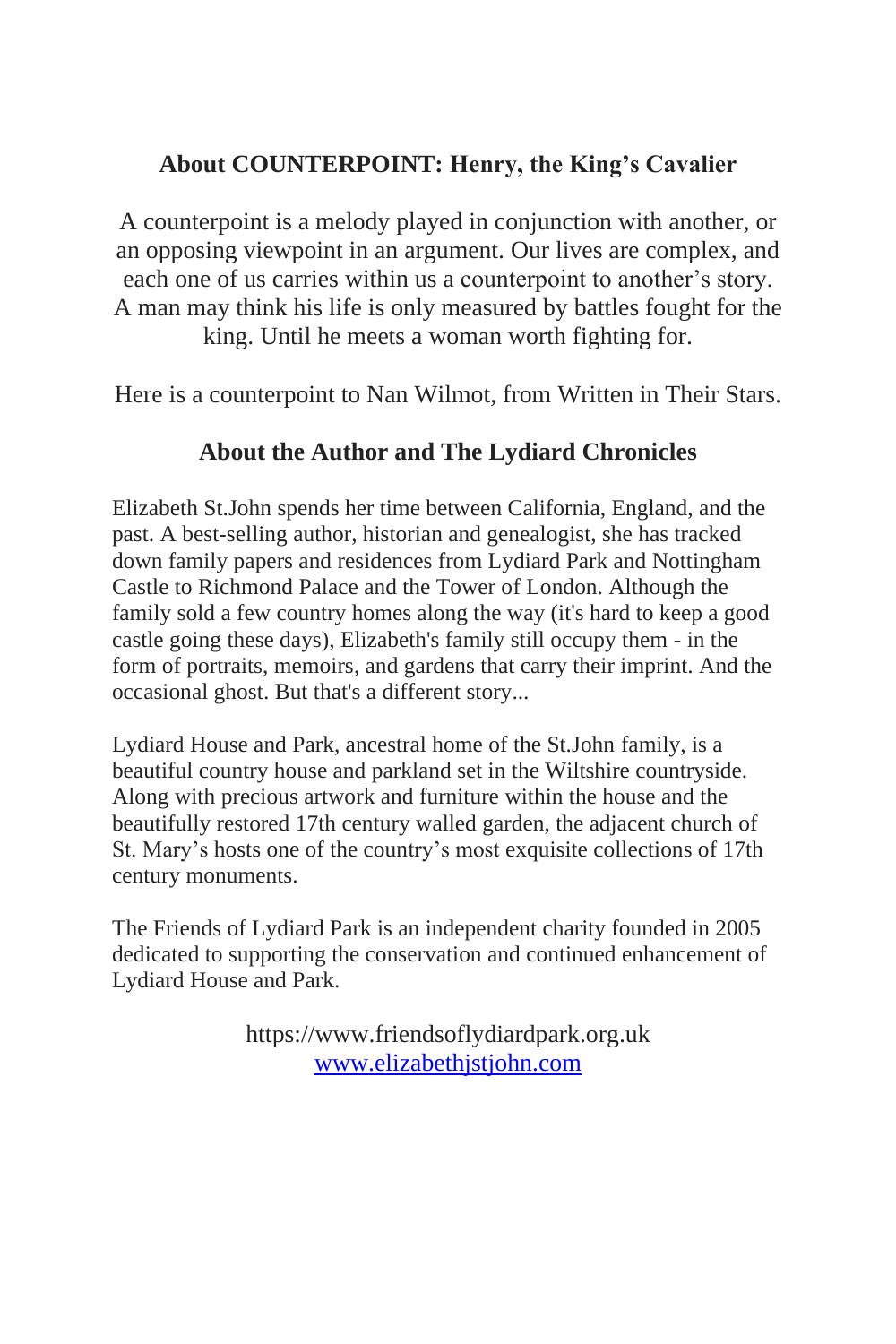## About COUNTERPOINT: Henry, the King's Cavalier

A counterpoint is a melody played in conjunction with another, or an opposing viewpoint in an argument. Our lives are complex, and each one of us carries within us a counterpoint to another's story. A man may think his life is only measured by battles fought for the king. Until he meets a woman worth fighting for.

Here is a counterpoint to Nan Wilmot, from Written in Their Stars.

## About the Author and The Lydiard Chronicles

Elizabeth St.John spends her time between California, England, and the past. A best-selling author, historian and genealogist, she has tracked down family papers and residences from Lydiard Park and Nottingham Castle to Richmond Palace and the Tower of London. Although the family sold a few country homes along the way (it's hard to keep a good castle going these days), Elizabeth's family still occupy them - in the form of portraits, memoirs, and gardens that carry their imprint. And the occasional ghost. But that's a different story...

Lydiard House and Park, ancestral home of the St.John family, is a beautiful country house and parkland set in the Wiltshire countryside. Along with precious artwork and furniture within the house and the beautifully restored 17th century walled garden, the adjacent church of St. Mary's hosts one of the country's most exquisite collections of 17th century monuments.

The Friends of Lydiard Park is an independent charity founded in 2005 dedicated to supporting the conservation and continued enhancement of Lydiard House and Park.

https://www.friendsoflydiardpark.org.uk
[www.elizabethjstjohn.com](http://www.elizabethjstjohn.com)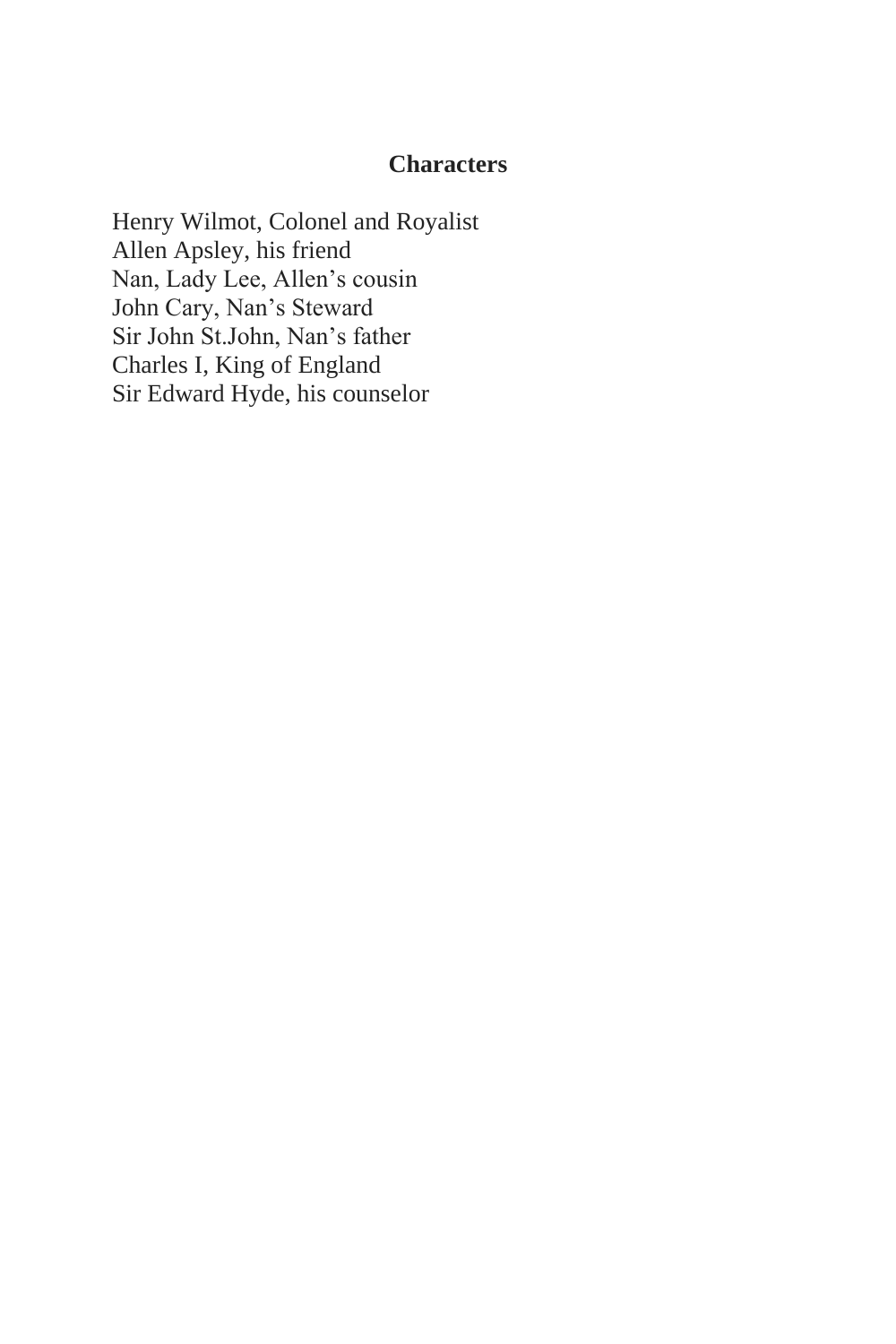## Characters

Henry Wilmot, Colonel and Royalist
Allen Apsley, his friend
Nan, Lady Lee, Allen's cousin
John Cary, Nan's Steward
Sir John St.John, Nan's father
Charles I, King of England
Sir Edward Hyde, his counselor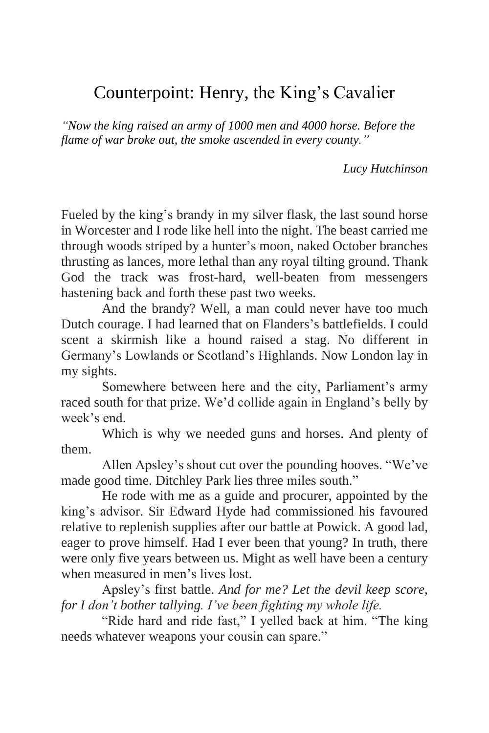# Counterpoint: Henry, the King's Cavalier

*"Now the king raised an army of 1000 men and 4000 horse. Before the flame of war broke out, the smoke ascended in every county."*

*Lucy Hutchinson*

Fueled by the king's brandy in my silver flask, the last sound horse in Worcester and I rode like hell into the night. The beast carried me through woods striped by a hunter's moon, naked October branches thrusting as lances, more lethal than any royal tilting ground. Thank God the track was frost-hard, well-beaten from messengers hastening back and forth these past two weeks.

And the brandy? Well, a man could never have too much Dutch courage. I had learned that on Flanders's battlefields. I could scent a skirmish like a hound raised a stag. No different in Germany's Lowlands or Scotland's Highlands. Now London lay in my sights.

Somewhere between here and the city, Parliament's army raced south for that prize. We'd collide again in England's belly by week's end.

Which is why we needed guns and horses. And plenty of them.

Allen Apsley's shout cut over the pounding hooves. "We've made good time. Ditchley Park lies three miles south."

He rode with me as a guide and procurer, appointed by the king's advisor. Sir Edward Hyde had commissioned his favoured relative to replenish supplies after our battle at Powick. A good lad, eager to prove himself. Had I ever been that young? In truth, there were only five years between us. Might as well have been a century when measured in men's lives lost.

Apsley's first battle. *And for me? Let the devil keep score, for I don't bother tallying. I've been fighting my whole life.*

"Ride hard and ride fast," I yelled back at him. "The king needs whatever weapons your cousin can spare."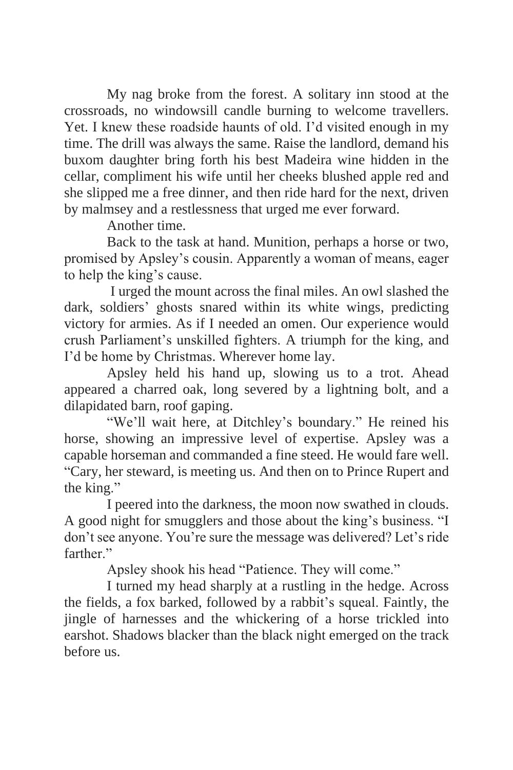My nag broke from the forest. A solitary inn stood at the crossroads, no windowsill candle burning to welcome travellers. Yet. I knew these roadside haunts of old. I'd visited enough in my time. The drill was always the same. Raise the landlord, demand his buxom daughter bring forth his best Madeira wine hidden in the cellar, compliment his wife until her cheeks blushed apple red and she slipped me a free dinner, and then ride hard for the next, driven by malmsey and a restlessness that urged me ever forward.

Another time.

Back to the task at hand. Munition, perhaps a horse or two, promised by Apsley's cousin. Apparently a woman of means, eager to help the king's cause.

I urged the mount across the final miles. An owl slashed the dark, soldiers' ghosts snared within its white wings, predicting victory for armies. As if I needed an omen. Our experience would crush Parliament's unskilled fighters. A triumph for the king, and I'd be home by Christmas. Wherever home lay.

Apsley held his hand up, slowing us to a trot. Ahead appeared a charred oak, long severed by a lightning bolt, and a dilapidated barn, roof gaping.

"We'll wait here, at Ditchley's boundary." He reined his horse, showing an impressive level of expertise. Apsley was a capable horseman and commanded a fine steed. He would fare well. "Cary, her steward, is meeting us. And then on to Prince Rupert and the king."

I peered into the darkness, the moon now swathed in clouds. A good night for smugglers and those about the king's business. "I don't see anyone. You're sure the message was delivered? Let's ride farther."

Apsley shook his head "Patience. They will come."

I turned my head sharply at a rustling in the hedge. Across the fields, a fox barked, followed by a rabbit's squeal. Faintly, the jingle of harnesses and the whickering of a horse trickled into earshot. Shadows blacker than the black night emerged on the track before us.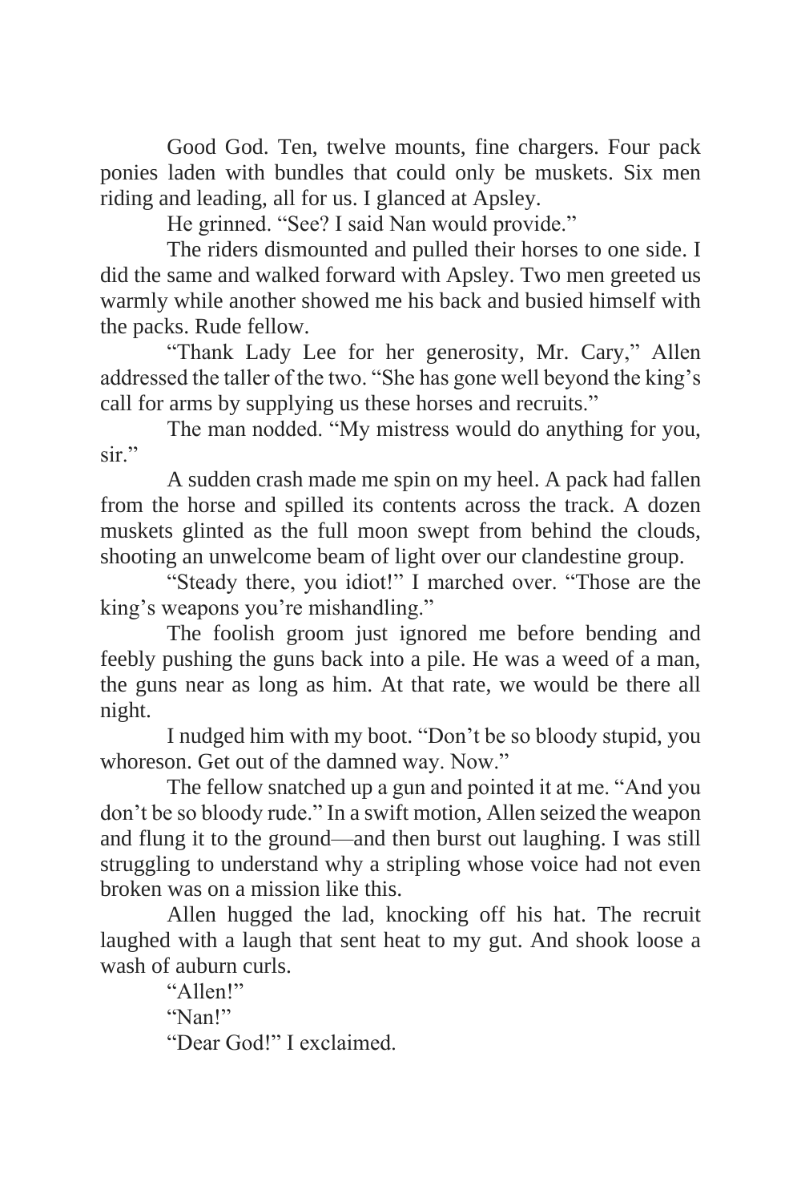Good God. Ten, twelve mounts, fine chargers. Four pack ponies laden with bundles that could only be muskets. Six men riding and leading, all for us. I glanced at Apsley.

He grinned. "See? I said Nan would provide."

The riders dismounted and pulled their horses to one side. I did the same and walked forward with Apsley. Two men greeted us warmly while another showed me his back and busied himself with the packs. Rude fellow.

"Thank Lady Lee for her generosity, Mr. Cary," Allen addressed the taller of the two. "She has gone well beyond the king's call for arms by supplying us these horses and recruits."

The man nodded. "My mistress would do anything for you, sir."

A sudden crash made me spin on my heel. A pack had fallen from the horse and spilled its contents across the track. A dozen muskets glinted as the full moon swept from behind the clouds, shooting an unwelcome beam of light over our clandestine group.

"Steady there, you idiot!" I marched over. "Those are the king's weapons you're mishandling."

The foolish groom just ignored me before bending and feebly pushing the guns back into a pile. He was a weed of a man, the guns near as long as him. At that rate, we would be there all night.

I nudged him with my boot. "Don't be so bloody stupid, you whoreson. Get out of the damned way. Now."

The fellow snatched up a gun and pointed it at me. "And you don't be so bloody rude." In a swift motion, Allen seized the weapon and flung it to the ground—and then burst out laughing. I was still struggling to understand why a stripling whose voice had not even broken was on a mission like this.

Allen hugged the lad, knocking off his hat. The recruit laughed with a laugh that sent heat to my gut. And shook loose a wash of auburn curls.

"Allen!"

"Nan!"

"Dear God!" I exclaimed.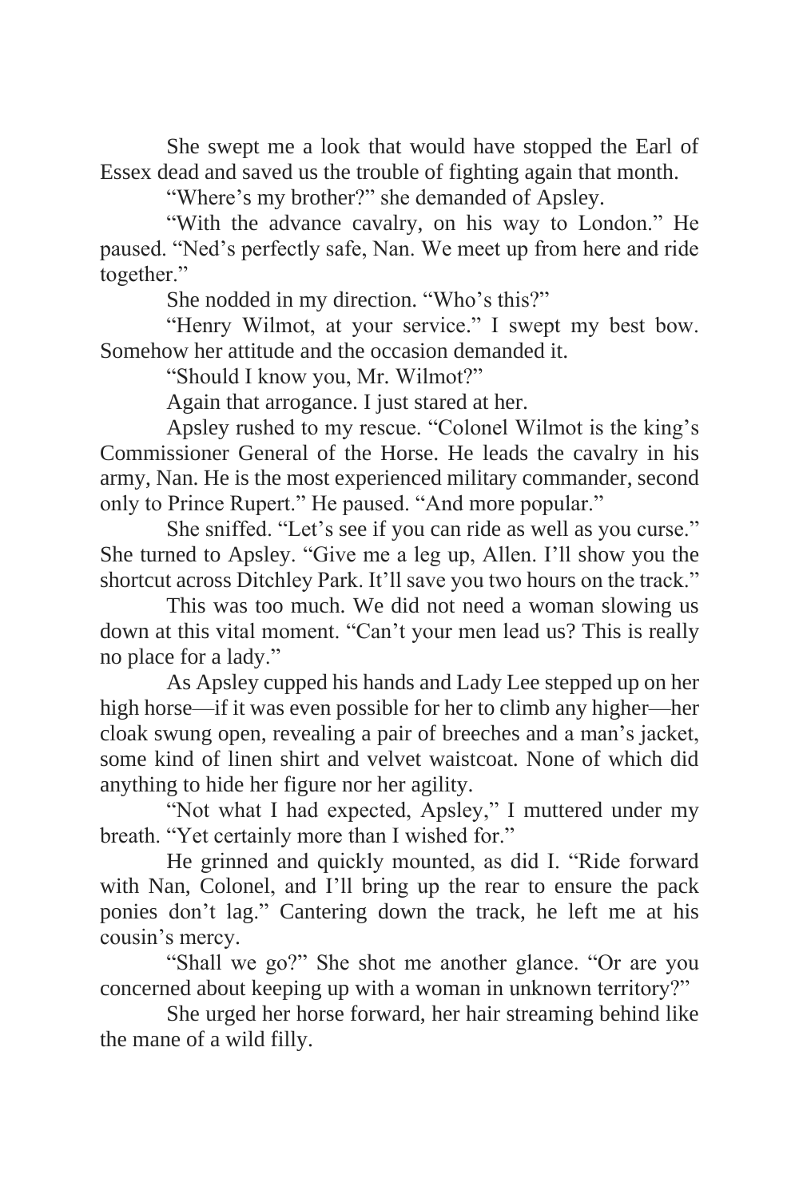She swept me a look that would have stopped the Earl of Essex dead and saved us the trouble of fighting again that month.

"Where's my brother?" she demanded of Apsley.

"With the advance cavalry, on his way to London." He paused. "Ned's perfectly safe, Nan. We meet up from here and ride together."

She nodded in my direction. "Who's this?"

"Henry Wilmot, at your service." I swept my best bow. Somehow her attitude and the occasion demanded it.

"Should I know you, Mr. Wilmot?"

Again that arrogance. I just stared at her.

Apsley rushed to my rescue. "Colonel Wilmot is the king's Commissioner General of the Horse. He leads the cavalry in his army, Nan. He is the most experienced military commander, second only to Prince Rupert." He paused. "And more popular."

She sniffed. "Let's see if you can ride as well as you curse." She turned to Apsley. "Give me a leg up, Allen. I'll show you the shortcut across Ditchley Park. It'll save you two hours on the track."

This was too much. We did not need a woman slowing us down at this vital moment. "Can't your men lead us? This is really no place for a lady."

As Apsley cupped his hands and Lady Lee stepped up on her high horse—if it was even possible for her to climb any higher—her cloak swung open, revealing a pair of breeches and a man's jacket, some kind of linen shirt and velvet waistcoat. None of which did anything to hide her figure nor her agility.

"Not what I had expected, Apsley," I muttered under my breath. "Yet certainly more than I wished for."

He grinned and quickly mounted, as did I. "Ride forward with Nan, Colonel, and I'll bring up the rear to ensure the pack ponies don't lag." Cantering down the track, he left me at his cousin's mercy.

"Shall we go?" She shot me another glance. "Or are you concerned about keeping up with a woman in unknown territory?"

She urged her horse forward, her hair streaming behind like the mane of a wild filly.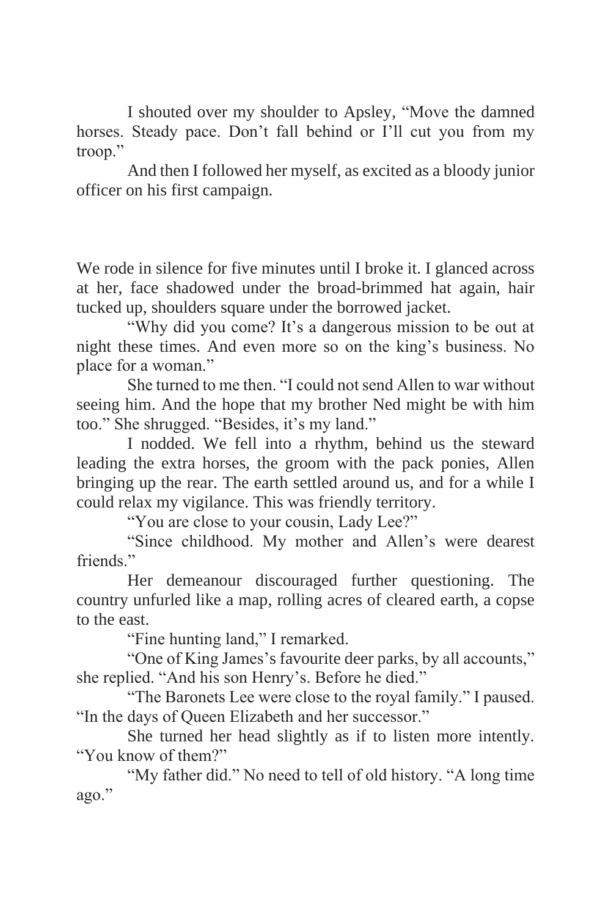I shouted over my shoulder to Apsley, "Move the damned horses. Steady pace. Don't fall behind or I'll cut you from my troop."

And then I followed her myself, as excited as a bloody junior officer on his first campaign.

We rode in silence for five minutes until I broke it. I glanced across at her, face shadowed under the broad-brimmed hat again, hair tucked up, shoulders square under the borrowed jacket.

"Why did you come? It's a dangerous mission to be out at night these times. And even more so on the king's business. No place for a woman."

She turned to me then. "I could not send Allen to war without seeing him. And the hope that my brother Ned might be with him too." She shrugged. "Besides, it's my land."

I nodded. We fell into a rhythm, behind us the steward leading the extra horses, the groom with the pack ponies, Allen bringing up the rear. The earth settled around us, and for a while I could relax my vigilance. This was friendly territory.

"You are close to your cousin, Lady Lee?"

"Since childhood. My mother and Allen's were dearest friends."

Her demeanour discouraged further questioning. The country unfurled like a map, rolling acres of cleared earth, a copse to the east.

"Fine hunting land," I remarked.

"One of King James's favourite deer parks, by all accounts," she replied. "And his son Henry's. Before he died."

"The Baronets Lee were close to the royal family." I paused. "In the days of Queen Elizabeth and her successor."

She turned her head slightly as if to listen more intently. "You know of them?"

"My father did." No need to tell of old history. "A long time ago."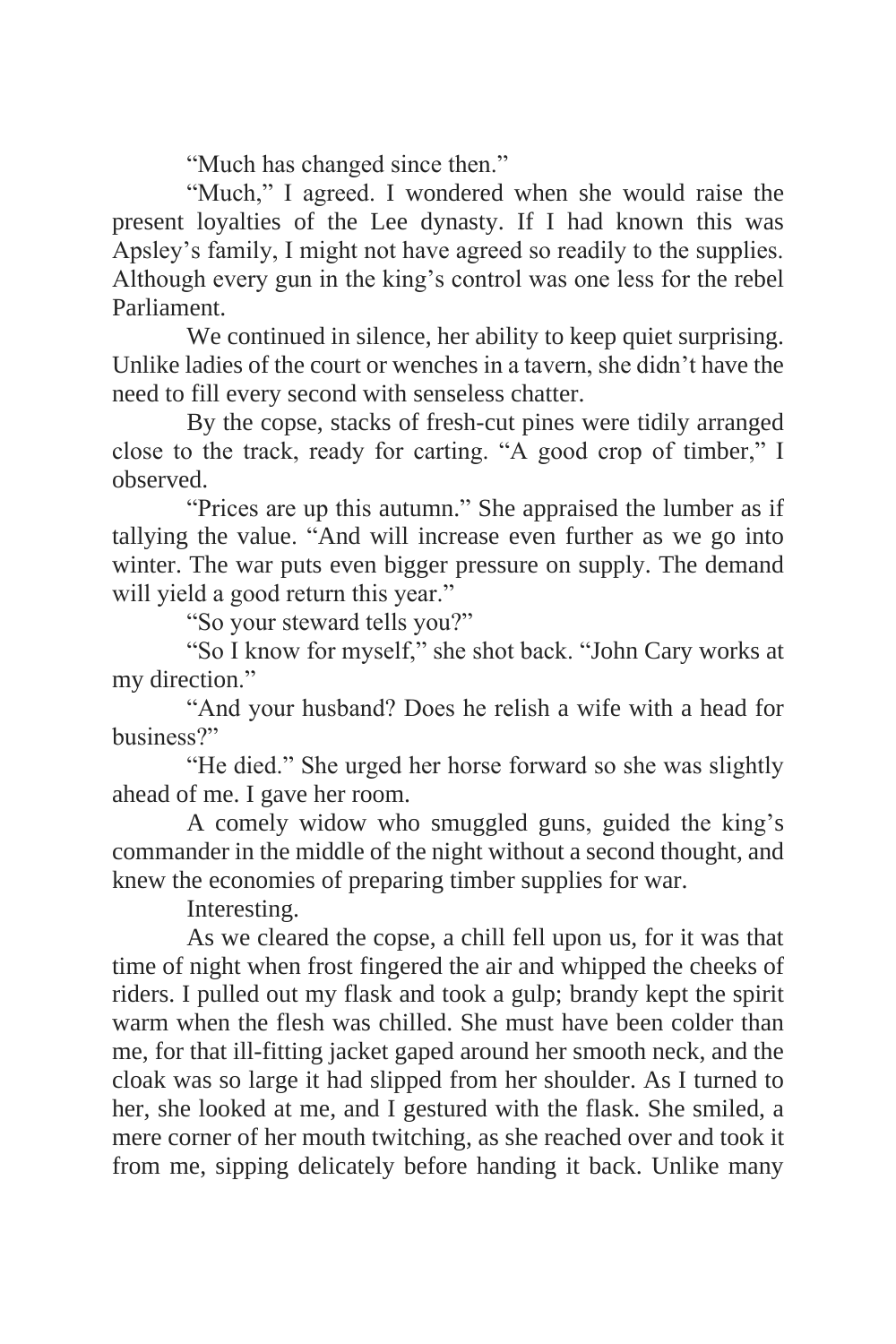"Much has changed since then."

"Much," I agreed. I wondered when she would raise the present loyalties of the Lee dynasty. If I had known this was Apsley's family, I might not have agreed so readily to the supplies. Although every gun in the king's control was one less for the rebel Parliament.

We continued in silence, her ability to keep quiet surprising. Unlike ladies of the court or wenches in a tavern, she didn't have the need to fill every second with senseless chatter.

By the copse, stacks of fresh-cut pines were tidily arranged close to the track, ready for carting. "A good crop of timber," I observed.

"Prices are up this autumn." She appraised the lumber as if tallying the value. "And will increase even further as we go into winter. The war puts even bigger pressure on supply. The demand will yield a good return this year."

"So your steward tells you?"

"So I know for myself," she shot back. "John Cary works at my direction."

"And your husband? Does he relish a wife with a head for business?"

"He died." She urged her horse forward so she was slightly ahead of me. I gave her room.

A comely widow who smuggled guns, guided the king's commander in the middle of the night without a second thought, and knew the economies of preparing timber supplies for war.

Interesting.

As we cleared the copse, a chill fell upon us, for it was that time of night when frost fingered the air and whipped the cheeks of riders. I pulled out my flask and took a gulp; brandy kept the spirit warm when the flesh was chilled. She must have been colder than me, for that ill-fitting jacket gaped around her smooth neck, and the cloak was so large it had slipped from her shoulder. As I turned to her, she looked at me, and I gestured with the flask. She smiled, a mere corner of her mouth twitching, as she reached over and took it from me, sipping delicately before handing it back. Unlike many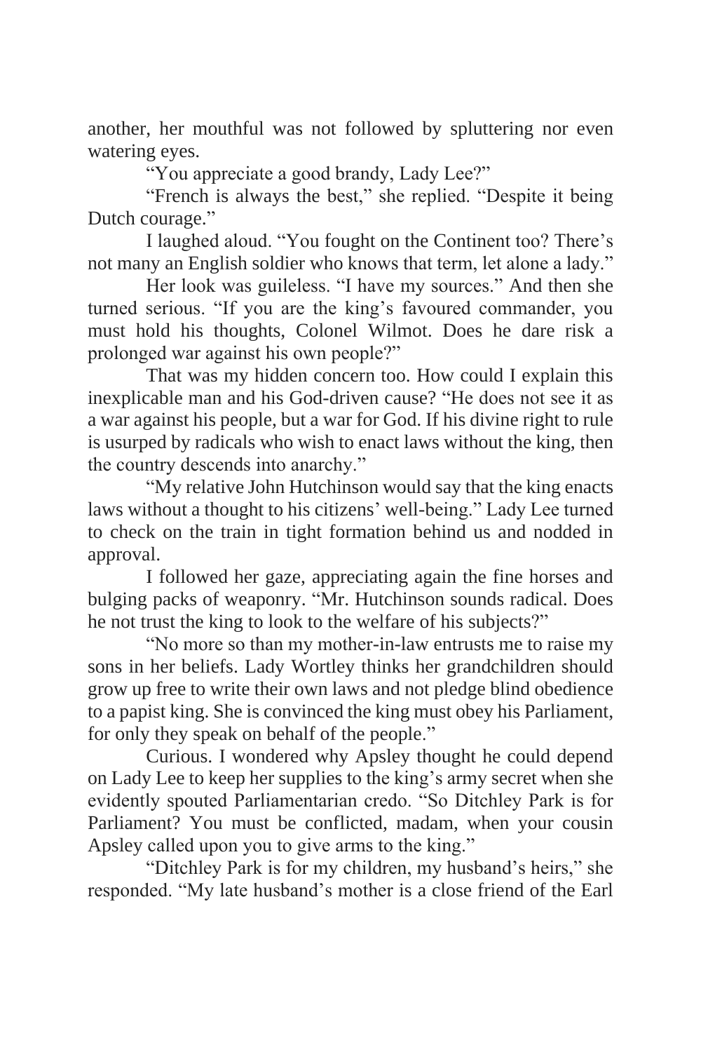another, her mouthful was not followed by spluttering nor even watering eyes.

"You appreciate a good brandy, Lady Lee?"

"French is always the best," she replied. "Despite it being Dutch courage."

I laughed aloud. "You fought on the Continent too? There's not many an English soldier who knows that term, let alone a lady."

Her look was guileless. "I have my sources." And then she turned serious. "If you are the king's favoured commander, you must hold his thoughts, Colonel Wilmot. Does he dare risk a prolonged war against his own people?"

That was my hidden concern too. How could I explain this inexplicable man and his God-driven cause? "He does not see it as a war against his people, but a war for God. If his divine right to rule is usurped by radicals who wish to enact laws without the king, then the country descends into anarchy."

"My relative John Hutchinson would say that the king enacts laws without a thought to his citizens' well-being." Lady Lee turned to check on the train in tight formation behind us and nodded in approval.

I followed her gaze, appreciating again the fine horses and bulging packs of weaponry. "Mr. Hutchinson sounds radical. Does he not trust the king to look to the welfare of his subjects?"

"No more so than my mother-in-law entrusts me to raise my sons in her beliefs. Lady Wortley thinks her grandchildren should grow up free to write their own laws and not pledge blind obedience to a papist king. She is convinced the king must obey his Parliament, for only they speak on behalf of the people."

Curious. I wondered why Apsley thought he could depend on Lady Lee to keep her supplies to the king's army secret when she evidently spouted Parliamentarian credo. "So Ditchley Park is for Parliament? You must be conflicted, madam, when your cousin Apsley called upon you to give arms to the king."

"Ditchley Park is for my children, my husband's heirs," she responded. "My late husband's mother is a close friend of the Earl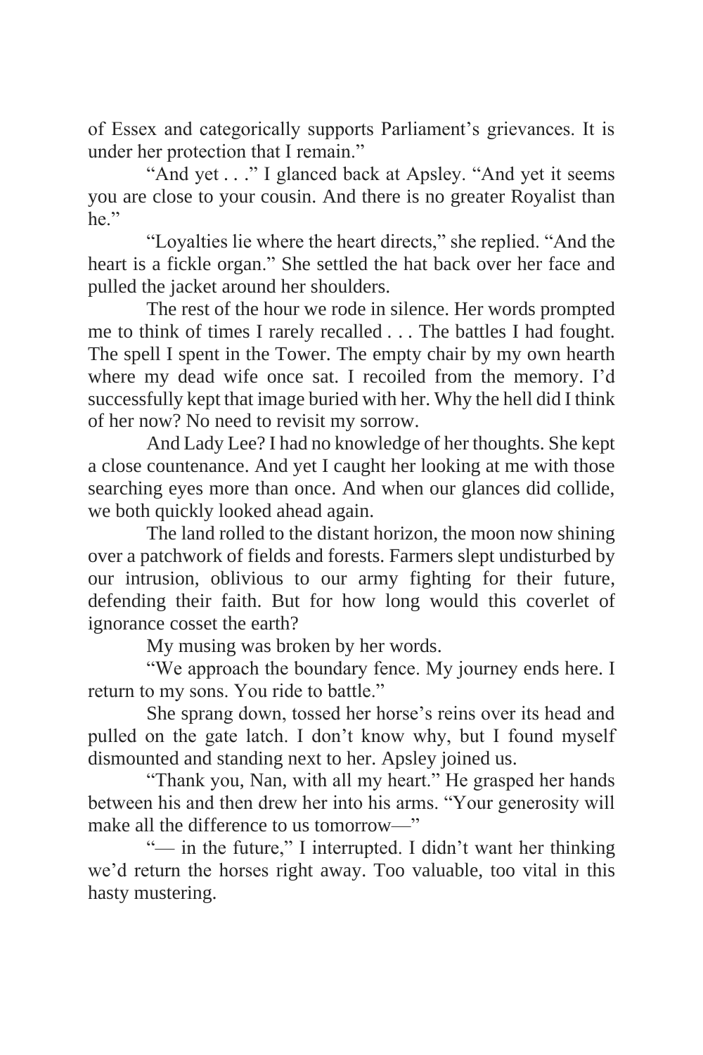of Essex and categorically supports Parliament's grievances. It is under her protection that I remain."

"And yet . . ." I glanced back at Apsley. "And yet it seems you are close to your cousin. And there is no greater Royalist than he."

"Loyalties lie where the heart directs," she replied. "And the heart is a fickle organ." She settled the hat back over her face and pulled the jacket around her shoulders.

The rest of the hour we rode in silence. Her words prompted me to think of times I rarely recalled . . . The battles I had fought. The spell I spent in the Tower. The empty chair by my own hearth where my dead wife once sat. I recoiled from the memory. I'd successfully kept that image buried with her. Why the hell did I think of her now? No need to revisit my sorrow.

And Lady Lee? I had no knowledge of her thoughts. She kept a close countenance. And yet I caught her looking at me with those searching eyes more than once. And when our glances did collide, we both quickly looked ahead again.

The land rolled to the distant horizon, the moon now shining over a patchwork of fields and forests. Farmers slept undisturbed by our intrusion, oblivious to our army fighting for their future, defending their faith. But for how long would this coverlet of ignorance cosset the earth?

My musing was broken by her words.

"We approach the boundary fence. My journey ends here. I return to my sons. You ride to battle."

She sprang down, tossed her horse's reins over its head and pulled on the gate latch. I don't know why, but I found myself dismounted and standing next to her. Apsley joined us.

"Thank you, Nan, with all my heart." He grasped her hands between his and then drew her into his arms. "Your generosity will make all the difference to us tomorrow—"

"— in the future," I interrupted. I didn't want her thinking we'd return the horses right away. Too valuable, too vital in this hasty mustering.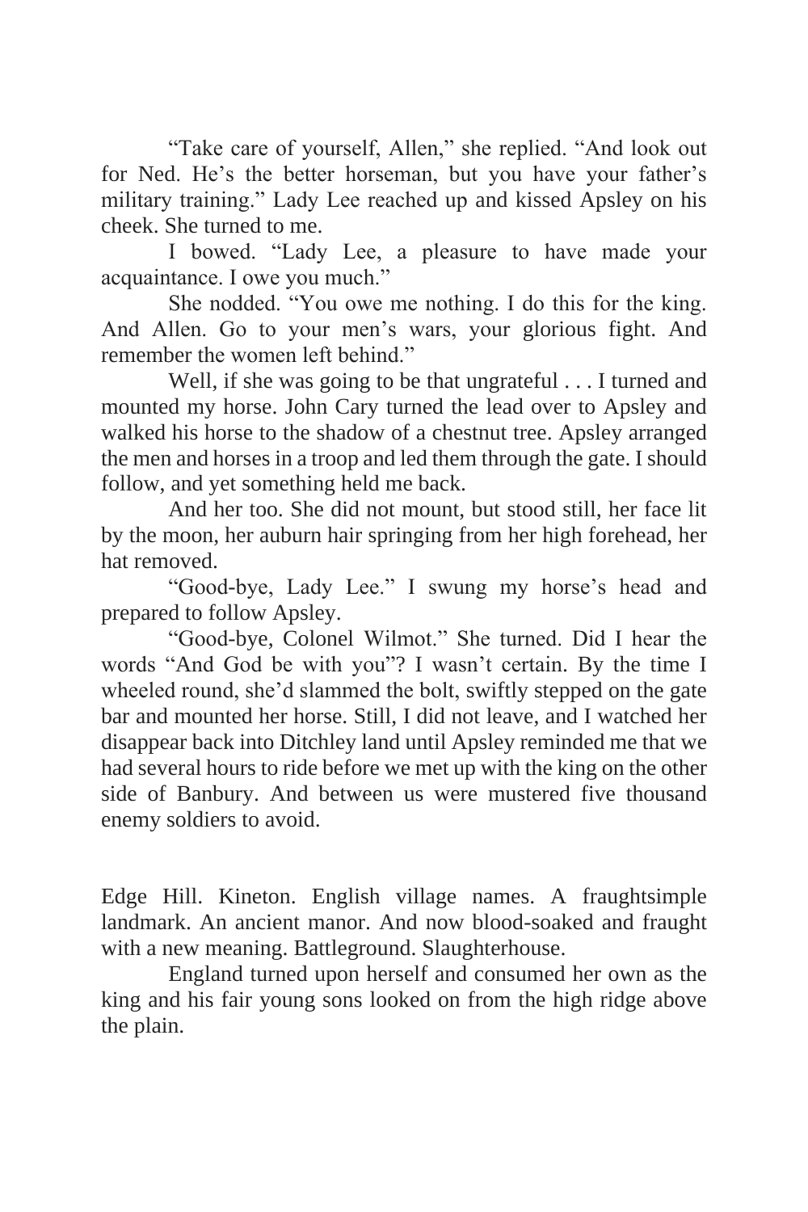"Take care of yourself, Allen," she replied. "And look out for Ned. He's the better horseman, but you have your father's military training." Lady Lee reached up and kissed Apsley on his cheek. She turned to me.

I bowed. "Lady Lee, a pleasure to have made your acquaintance. I owe you much."

She nodded. "You owe me nothing. I do this for the king. And Allen. Go to your men's wars, your glorious fight. And remember the women left behind."

Well, if she was going to be that ungrateful . . . I turned and mounted my horse. John Cary turned the lead over to Apsley and walked his horse to the shadow of a chestnut tree. Apsley arranged the men and horses in a troop and led them through the gate. I should follow, and yet something held me back.

And her too. She did not mount, but stood still, her face lit by the moon, her auburn hair springing from her high forehead, her hat removed.

"Good-bye, Lady Lee." I swung my horse's head and prepared to follow Apsley.

"Good-bye, Colonel Wilmot." She turned. Did I hear the words "And God be with you"? I wasn't certain. By the time I wheeled round, she'd slammed the bolt, swiftly stepped on the gate bar and mounted her horse. Still, I did not leave, and I watched her disappear back into Ditchley land until Apsley reminded me that we had several hours to ride before we met up with the king on the other side of Banbury. And between us were mustered five thousand enemy soldiers to avoid.

Edge Hill. Kineton. English village names. A fraughtsimple landmark. An ancient manor. And now blood-soaked and fraught with a new meaning. Battleground. Slaughterhouse.

England turned upon herself and consumed her own as the king and his fair young sons looked on from the high ridge above the plain.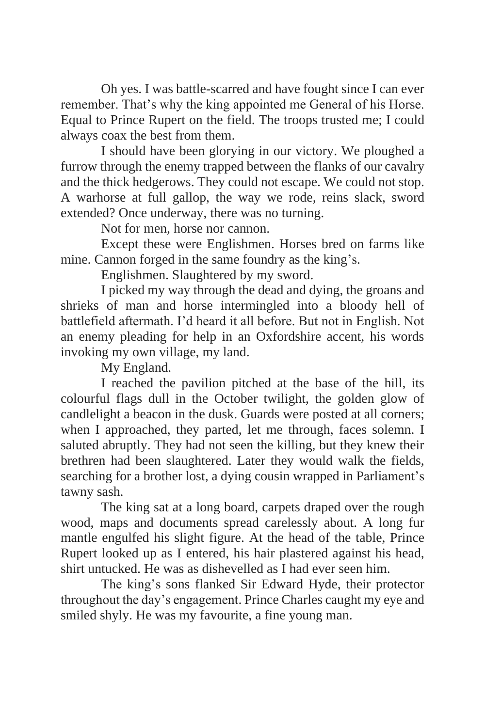Oh yes. I was battle-scarred and have fought since I can ever remember. That's why the king appointed me General of his Horse. Equal to Prince Rupert on the field. The troops trusted me; I could always coax the best from them.

I should have been glorying in our victory. We ploughed a furrow through the enemy trapped between the flanks of our cavalry and the thick hedgerows. They could not escape. We could not stop. A warhorse at full gallop, the way we rode, reins slack, sword extended? Once underway, there was no turning.

Not for men, horse nor cannon.

Except these were Englishmen. Horses bred on farms like mine. Cannon forged in the same foundry as the king's.

Englishmen. Slaughtered by my sword.

I picked my way through the dead and dying, the groans and shrieks of man and horse intermingled into a bloody hell of battlefield aftermath. I'd heard it all before. But not in English. Not an enemy pleading for help in an Oxfordshire accent, his words invoking my own village, my land.

My England.

I reached the pavilion pitched at the base of the hill, its colourful flags dull in the October twilight, the golden glow of candlelight a beacon in the dusk. Guards were posted at all corners; when I approached, they parted, let me through, faces solemn. I saluted abruptly. They had not seen the killing, but they knew their brethren had been slaughtered. Later they would walk the fields, searching for a brother lost, a dying cousin wrapped in Parliament's tawny sash.

The king sat at a long board, carpets draped over the rough wood, maps and documents spread carelessly about. A long fur mantle engulfed his slight figure. At the head of the table, Prince Rupert looked up as I entered, his hair plastered against his head, shirt untucked. He was as dishevelled as I had ever seen him.

The king's sons flanked Sir Edward Hyde, their protector throughout the day's engagement. Prince Charles caught my eye and smiled shyly. He was my favourite, a fine young man.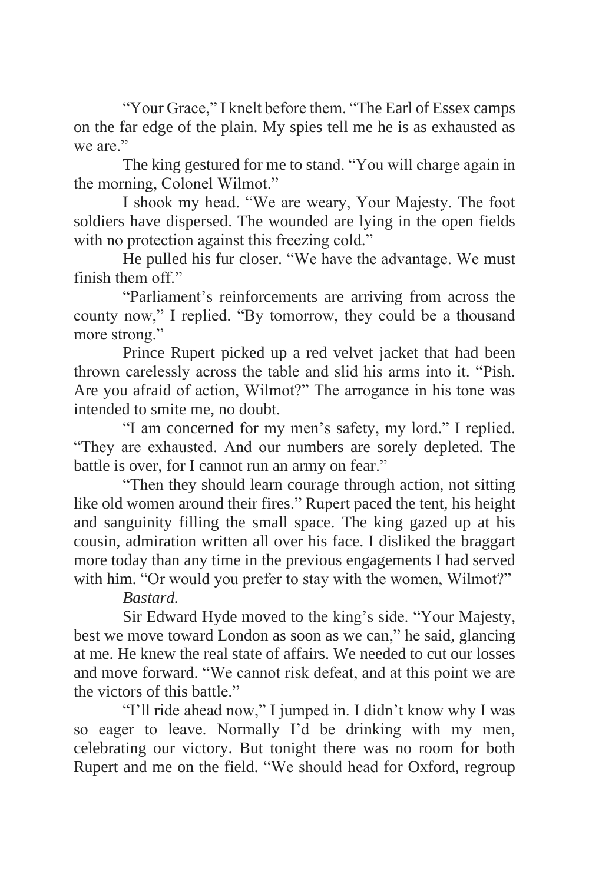"Your Grace," I knelt before them. "The Earl of Essex camps on the far edge of the plain. My spies tell me he is as exhausted as we are."

The king gestured for me to stand. "You will charge again in the morning, Colonel Wilmot."

I shook my head. "We are weary, Your Majesty. The foot soldiers have dispersed. The wounded are lying in the open fields with no protection against this freezing cold."

He pulled his fur closer. "We have the advantage. We must finish them off."

"Parliament's reinforcements are arriving from across the county now," I replied. "By tomorrow, they could be a thousand more strong."

Prince Rupert picked up a red velvet jacket that had been thrown carelessly across the table and slid his arms into it. "Pish. Are you afraid of action, Wilmot?" The arrogance in his tone was intended to smite me, no doubt.

"I am concerned for my men's safety, my lord." I replied. "They are exhausted. And our numbers are sorely depleted. The battle is over, for I cannot run an army on fear."

"Then they should learn courage through action, not sitting like old women around their fires." Rupert paced the tent, his height and sanguinity filling the small space. The king gazed up at his cousin, admiration written all over his face. I disliked the braggart more today than any time in the previous engagements I had served with him. "Or would you prefer to stay with the women, Wilmot?"

*Bastard.*

Sir Edward Hyde moved to the king's side. "Your Majesty, best we move toward London as soon as we can," he said, glancing at me. He knew the real state of affairs. We needed to cut our losses and move forward. "We cannot risk defeat, and at this point we are the victors of this battle."

"I'll ride ahead now," I jumped in. I didn't know why I was so eager to leave. Normally I'd be drinking with my men, celebrating our victory. But tonight there was no room for both Rupert and me on the field. "We should head for Oxford, regroup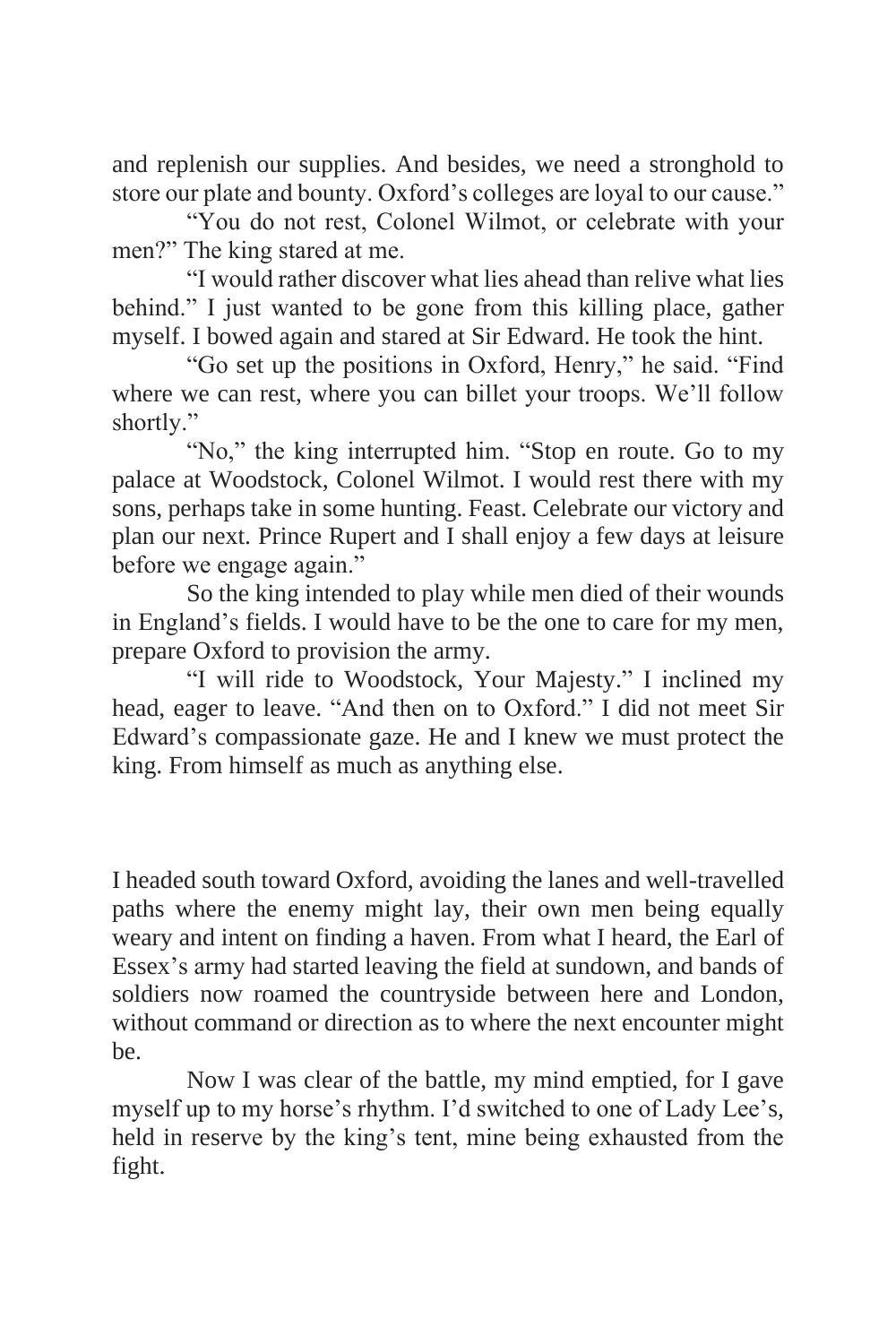and replenish our supplies. And besides, we need a stronghold to store our plate and bounty. Oxford's colleges are loyal to our cause."

"You do not rest, Colonel Wilmot, or celebrate with your men?" The king stared at me.

"I would rather discover what lies ahead than relive what lies behind." I just wanted to be gone from this killing place, gather myself. I bowed again and stared at Sir Edward. He took the hint.

"Go set up the positions in Oxford, Henry," he said. "Find where we can rest, where you can billet your troops. We'll follow shortly."

"No," the king interrupted him. "Stop en route. Go to my palace at Woodstock, Colonel Wilmot. I would rest there with my sons, perhaps take in some hunting. Feast. Celebrate our victory and plan our next. Prince Rupert and I shall enjoy a few days at leisure before we engage again."

So the king intended to play while men died of their wounds in England's fields. I would have to be the one to care for my men, prepare Oxford to provision the army.

"I will ride to Woodstock, Your Majesty." I inclined my head, eager to leave. "And then on to Oxford." I did not meet Sir Edward's compassionate gaze. He and I knew we must protect the king. From himself as much as anything else.

I headed south toward Oxford, avoiding the lanes and well-travelled paths where the enemy might lay, their own men being equally weary and intent on finding a haven. From what I heard, the Earl of Essex's army had started leaving the field at sundown, and bands of soldiers now roamed the countryside between here and London, without command or direction as to where the next encounter might be.

Now I was clear of the battle, my mind emptied, for I gave myself up to my horse's rhythm. I'd switched to one of Lady Lee's, held in reserve by the king's tent, mine being exhausted from the fight.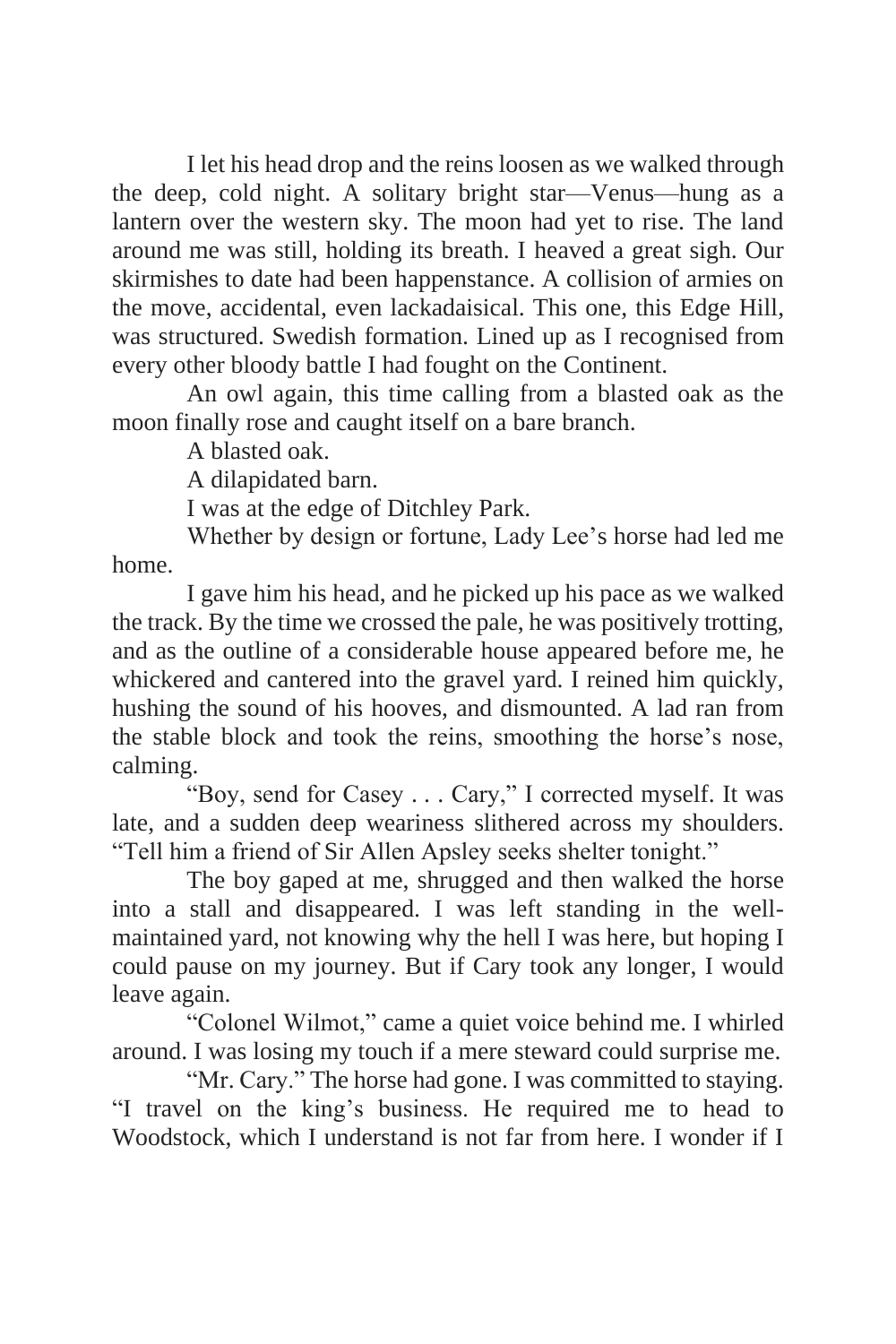I let his head drop and the reins loosen as we walked through the deep, cold night. A solitary bright star—Venus—hung as a lantern over the western sky. The moon had yet to rise. The land around me was still, holding its breath. I heaved a great sigh. Our skirmishes to date had been happenstance. A collision of armies on the move, accidental, even lackadaisical. This one, this Edge Hill, was structured. Swedish formation. Lined up as I recognised from every other bloody battle I had fought on the Continent.

An owl again, this time calling from a blasted oak as the moon finally rose and caught itself on a bare branch.

A blasted oak.

A dilapidated barn.

I was at the edge of Ditchley Park.

Whether by design or fortune, Lady Lee's horse had led me home.

I gave him his head, and he picked up his pace as we walked the track. By the time we crossed the pale, he was positively trotting, and as the outline of a considerable house appeared before me, he whickered and cantered into the gravel yard. I reined him quickly, hushing the sound of his hooves, and dismounted. A lad ran from the stable block and took the reins, smoothing the horse's nose, calming.

"Boy, send for Casey . . . Cary," I corrected myself. It was late, and a sudden deep weariness slithered across my shoulders. "Tell him a friend of Sir Allen Apsley seeks shelter tonight."

The boy gaped at me, shrugged and then walked the horse into a stall and disappeared. I was left standing in the well-maintained yard, not knowing why the hell I was here, but hoping I could pause on my journey. But if Cary took any longer, I would leave again.

"Colonel Wilmot," came a quiet voice behind me. I whirled around. I was losing my touch if a mere steward could surprise me.

"Mr. Cary." The horse had gone. I was committed to staying. "I travel on the king's business. He required me to head to Woodstock, which I understand is not far from here. I wonder if I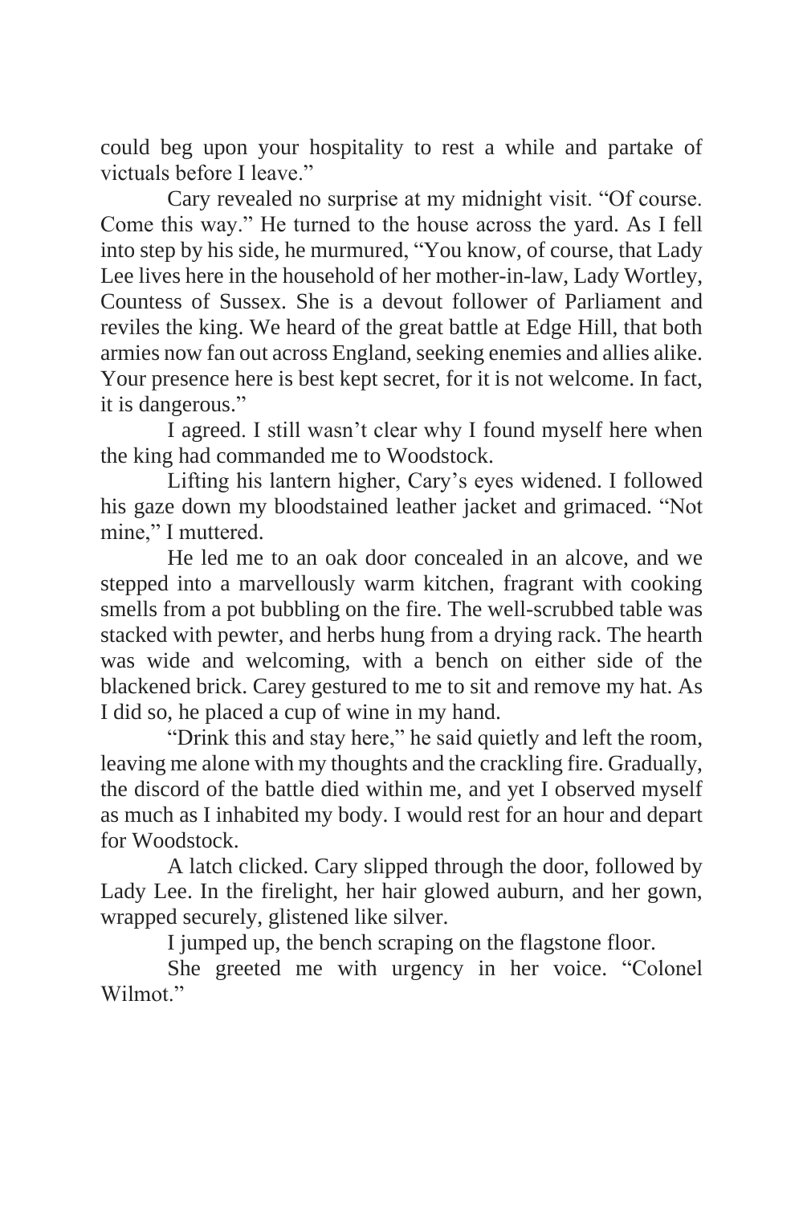could beg upon your hospitality to rest a while and partake of victuals before I leave."

Cary revealed no surprise at my midnight visit. "Of course. Come this way." He turned to the house across the yard. As I fell into step by his side, he murmured, "You know, of course, that Lady Lee lives here in the household of her mother-in-law, Lady Wortley, Countess of Sussex. She is a devout follower of Parliament and reviles the king. We heard of the great battle at Edge Hill, that both armies now fan out across England, seeking enemies and allies alike. Your presence here is best kept secret, for it is not welcome. In fact, it is dangerous."

I agreed. I still wasn't clear why I found myself here when the king had commanded me to Woodstock.

Lifting his lantern higher, Cary's eyes widened. I followed his gaze down my bloodstained leather jacket and grimaced. "Not mine," I muttered.

He led me to an oak door concealed in an alcove, and we stepped into a marvellously warm kitchen, fragrant with cooking smells from a pot bubbling on the fire. The well-scrubbed table was stacked with pewter, and herbs hung from a drying rack. The hearth was wide and welcoming, with a bench on either side of the blackened brick. Carey gestured to me to sit and remove my hat. As I did so, he placed a cup of wine in my hand.

"Drink this and stay here," he said quietly and left the room, leaving me alone with my thoughts and the crackling fire. Gradually, the discord of the battle died within me, and yet I observed myself as much as I inhabited my body. I would rest for an hour and depart for Woodstock.

A latch clicked. Cary slipped through the door, followed by Lady Lee. In the firelight, her hair glowed auburn, and her gown, wrapped securely, glistened like silver.

I jumped up, the bench scraping on the flagstone floor.

She greeted me with urgency in her voice. "Colonel Wilmot."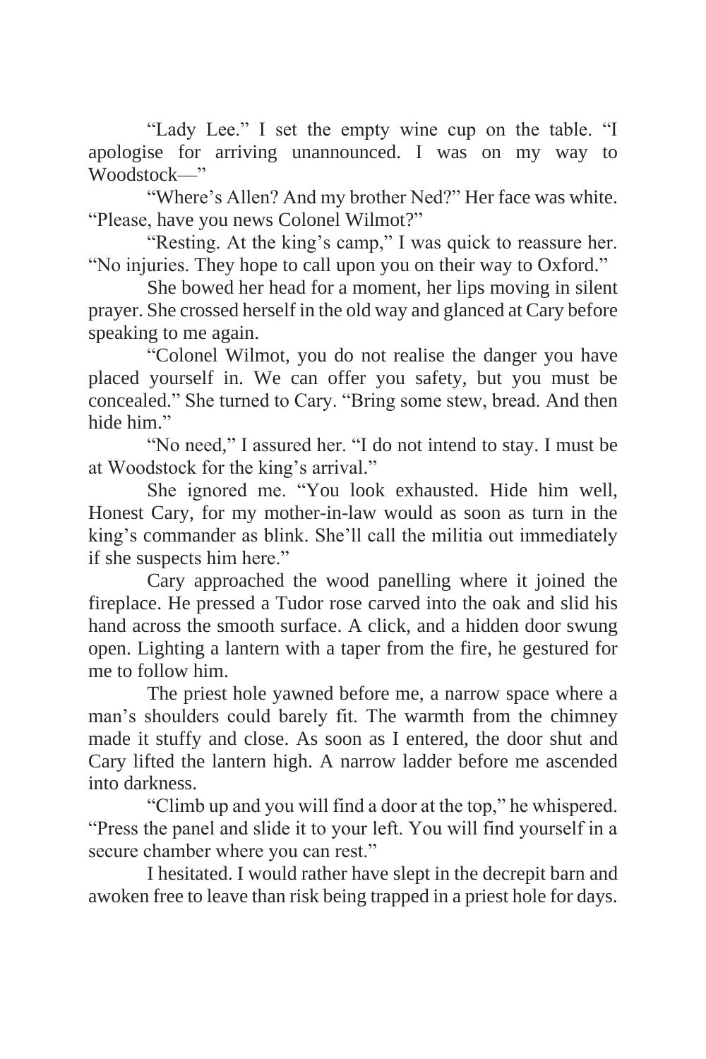"Lady Lee." I set the empty wine cup on the table. "I apologise for arriving unannounced. I was on my way to Woodstock—"

"Where's Allen? And my brother Ned?" Her face was white. "Please, have you news Colonel Wilmot?"

"Resting. At the king's camp," I was quick to reassure her. "No injuries. They hope to call upon you on their way to Oxford."

She bowed her head for a moment, her lips moving in silent prayer. She crossed herself in the old way and glanced at Cary before speaking to me again.

"Colonel Wilmot, you do not realise the danger you have placed yourself in. We can offer you safety, but you must be concealed." She turned to Cary. "Bring some stew, bread. And then hide him."

"No need," I assured her. "I do not intend to stay. I must be at Woodstock for the king's arrival."

She ignored me. "You look exhausted. Hide him well, Honest Cary, for my mother-in-law would as soon as turn in the king's commander as blink. She'll call the militia out immediately if she suspects him here."

Cary approached the wood panelling where it joined the fireplace. He pressed a Tudor rose carved into the oak and slid his hand across the smooth surface. A click, and a hidden door swung open. Lighting a lantern with a taper from the fire, he gestured for me to follow him.

The priest hole yawned before me, a narrow space where a man's shoulders could barely fit. The warmth from the chimney made it stuffy and close. As soon as I entered, the door shut and Cary lifted the lantern high. A narrow ladder before me ascended into darkness.

"Climb up and you will find a door at the top," he whispered. "Press the panel and slide it to your left. You will find yourself in a secure chamber where you can rest."

I hesitated. I would rather have slept in the decrepit barn and awoken free to leave than risk being trapped in a priest hole for days.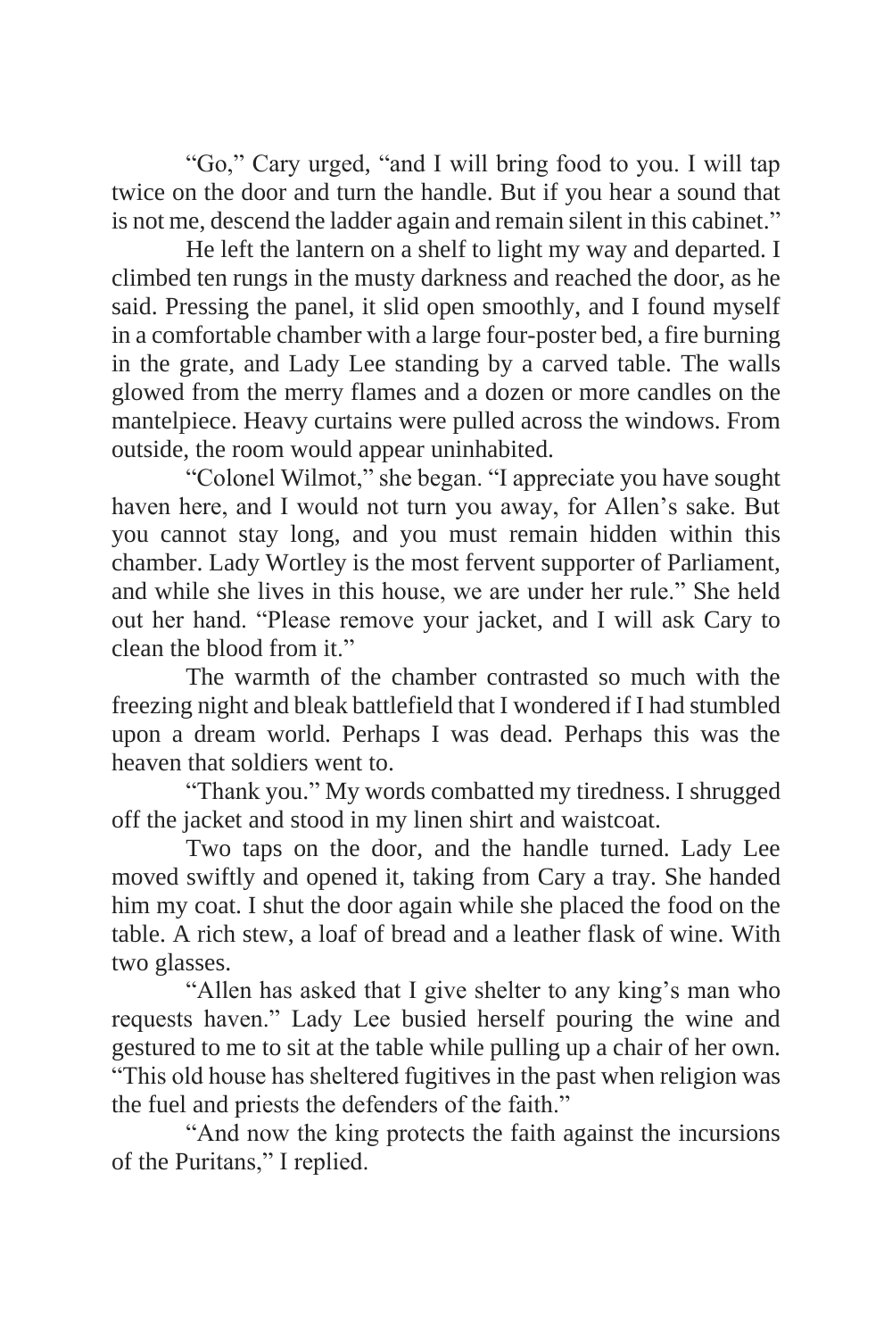"Go," Cary urged, "and I will bring food to you. I will tap twice on the door and turn the handle. But if you hear a sound that is not me, descend the ladder again and remain silent in this cabinet."

He left the lantern on a shelf to light my way and departed. I climbed ten rungs in the musty darkness and reached the door, as he said. Pressing the panel, it slid open smoothly, and I found myself in a comfortable chamber with a large four-poster bed, a fire burning in the grate, and Lady Lee standing by a carved table. The walls glowed from the merry flames and a dozen or more candles on the mantelpiece. Heavy curtains were pulled across the windows. From outside, the room would appear uninhabited.

"Colonel Wilmot," she began. "I appreciate you have sought haven here, and I would not turn you away, for Allen's sake. But you cannot stay long, and you must remain hidden within this chamber. Lady Wortley is the most fervent supporter of Parliament, and while she lives in this house, we are under her rule." She held out her hand. "Please remove your jacket, and I will ask Cary to clean the blood from it."

The warmth of the chamber contrasted so much with the freezing night and bleak battlefield that I wondered if I had stumbled upon a dream world. Perhaps I was dead. Perhaps this was the heaven that soldiers went to.

"Thank you." My words combatted my tiredness. I shrugged off the jacket and stood in my linen shirt and waistcoat.

Two taps on the door, and the handle turned. Lady Lee moved swiftly and opened it, taking from Cary a tray. She handed him my coat. I shut the door again while she placed the food on the table. A rich stew, a loaf of bread and a leather flask of wine. With two glasses.

"Allen has asked that I give shelter to any king's man who requests haven." Lady Lee busied herself pouring the wine and gestured to me to sit at the table while pulling up a chair of her own. "This old house has sheltered fugitives in the past when religion was the fuel and priests the defenders of the faith."

"And now the king protects the faith against the incursions of the Puritans," I replied.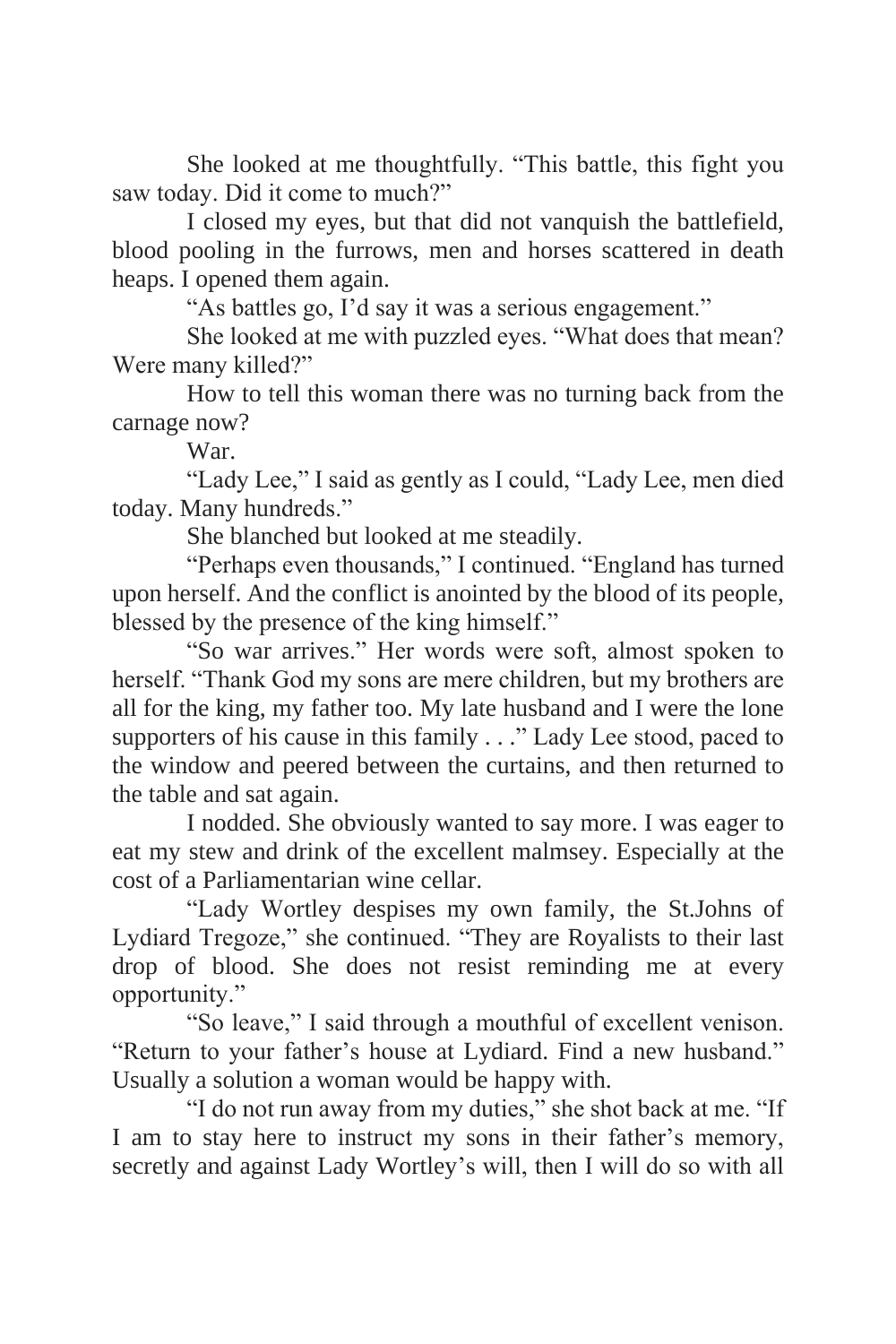She looked at me thoughtfully. “This battle, this fight you saw today. Did it come to much?”

I closed my eyes, but that did not vanquish the battlefield, blood pooling in the furrows, men and horses scattered in death heaps. I opened them again.

“As battles go, I’d say it was a serious engagement.”

She looked at me with puzzled eyes. “What does that mean? Were many killed?”

How to tell this woman there was no turning back from the carnage now?

War.

“Lady Lee,” I said as gently as I could, “Lady Lee, men died today. Many hundreds.”

She blanched but looked at me steadily.

“Perhaps even thousands,” I continued. “England has turned upon herself. And the conflict is anointed by the blood of its people, blessed by the presence of the king himself.”

“So war arrives.” Her words were soft, almost spoken to herself. “Thank God my sons are mere children, but my brothers are all for the king, my father too. My late husband and I were the lone supporters of his cause in this family . . .” Lady Lee stood, paced to the window and peered between the curtains, and then returned to the table and sat again.

I nodded. She obviously wanted to say more. I was eager to eat my stew and drink of the excellent malmsey. Especially at the cost of a Parliamentarian wine cellar.

“Lady Wortley despises my own family, the St.Johns of Lydiard Tregoze,” she continued. “They are Royalists to their last drop of blood. She does not resist reminding me at every opportunity.”

“So leave,” I said through a mouthful of excellent venison. “Return to your father’s house at Lydiard. Find a new husband.” Usually a solution a woman would be happy with.

“I do not run away from my duties,” she shot back at me. “If I am to stay here to instruct my sons in their father’s memory, secretly and against Lady Wortley’s will, then I will do so with all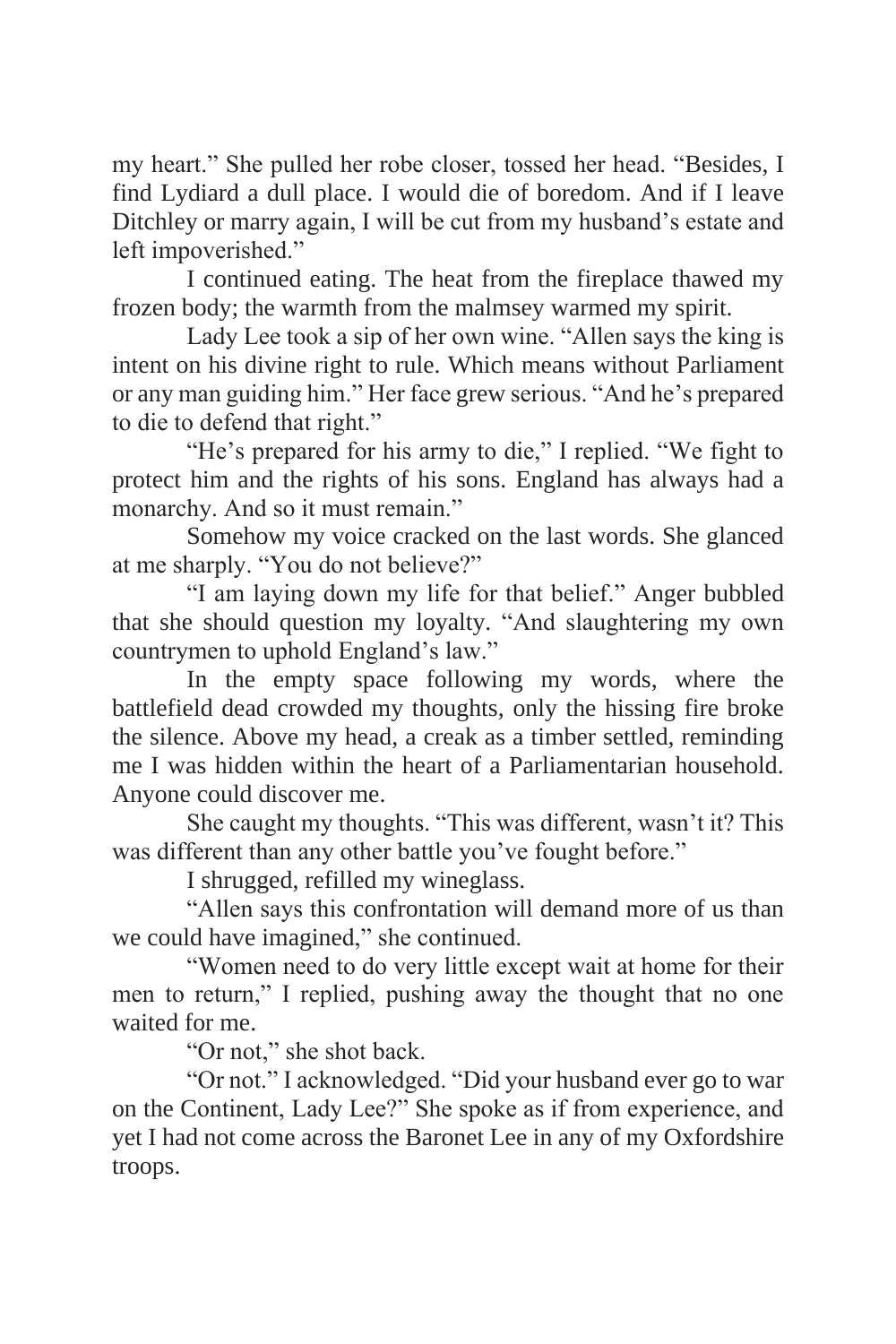my heart." She pulled her robe closer, tossed her head. "Besides, I find Lydiard a dull place. I would die of boredom. And if I leave Ditchley or marry again, I will be cut from my husband's estate and left impoverished."

I continued eating. The heat from the fireplace thawed my frozen body; the warmth from the malmsey warmed my spirit.

Lady Lee took a sip of her own wine. "Allen says the king is intent on his divine right to rule. Which means without Parliament or any man guiding him." Her face grew serious. "And he's prepared to die to defend that right."

"He's prepared for his army to die," I replied. "We fight to protect him and the rights of his sons. England has always had a monarchy. And so it must remain."

Somehow my voice cracked on the last words. She glanced at me sharply. "You do not believe?"

"I am laying down my life for that belief." Anger bubbled that she should question my loyalty. "And slaughtering my own countrymen to uphold England's law."

In the empty space following my words, where the battlefield dead crowded my thoughts, only the hissing fire broke the silence. Above my head, a creak as a timber settled, reminding me I was hidden within the heart of a Parliamentarian household. Anyone could discover me.

She caught my thoughts. "This was different, wasn't it? This was different than any other battle you've fought before."

I shrugged, refilled my wineglass.

"Allen says this confrontation will demand more of us than we could have imagined," she continued.

"Women need to do very little except wait at home for their men to return," I replied, pushing away the thought that no one waited for me.

"Or not," she shot back.

"Or not." I acknowledged. "Did your husband ever go to war on the Continent, Lady Lee?" She spoke as if from experience, and yet I had not come across the Baronet Lee in any of my Oxfordshire troops.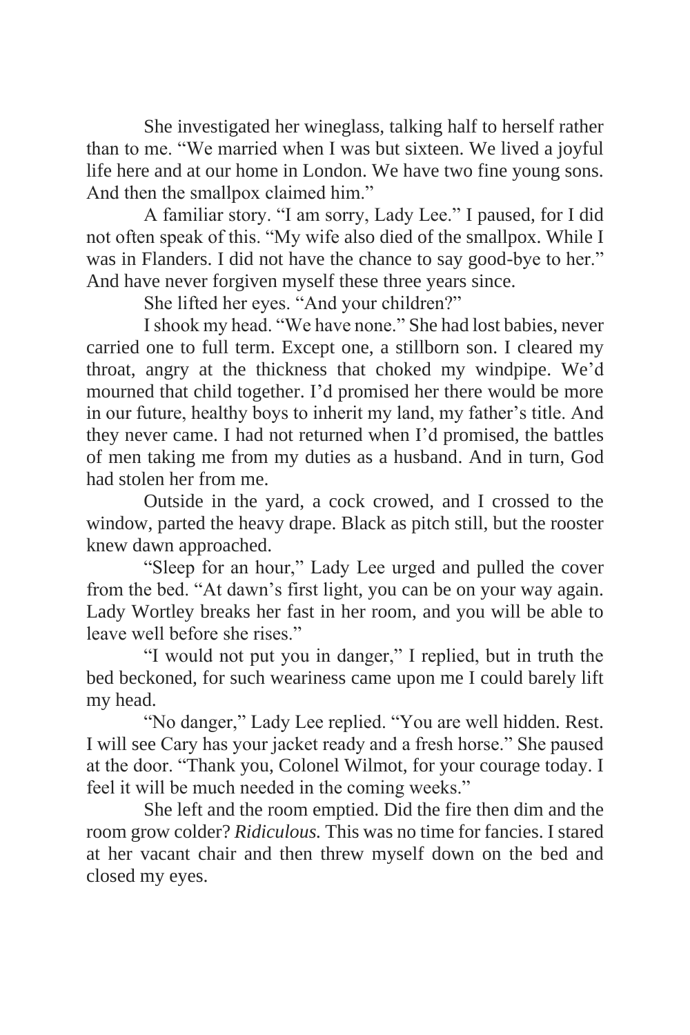She investigated her wineglass, talking half to herself rather than to me. "We married when I was but sixteen. We lived a joyful life here and at our home in London. We have two fine young sons. And then the smallpox claimed him."

A familiar story. "I am sorry, Lady Lee." I paused, for I did not often speak of this. "My wife also died of the smallpox. While I was in Flanders. I did not have the chance to say good-bye to her." And have never forgiven myself these three years since.

She lifted her eyes. "And your children?"

I shook my head. "We have none." She had lost babies, never carried one to full term. Except one, a stillborn son. I cleared my throat, angry at the thickness that choked my windpipe. We'd mourned that child together. I'd promised her there would be more in our future, healthy boys to inherit my land, my father's title. And they never came. I had not returned when I'd promised, the battles of men taking me from my duties as a husband. And in turn, God had stolen her from me.

Outside in the yard, a cock crowed, and I crossed to the window, parted the heavy drape. Black as pitch still, but the rooster knew dawn approached.

"Sleep for an hour," Lady Lee urged and pulled the cover from the bed. "At dawn's first light, you can be on your way again. Lady Wortley breaks her fast in her room, and you will be able to leave well before she rises."

"I would not put you in danger," I replied, but in truth the bed beckoned, for such weariness came upon me I could barely lift my head.

"No danger," Lady Lee replied. "You are well hidden. Rest. I will see Cary has your jacket ready and a fresh horse." She paused at the door. "Thank you, Colonel Wilmot, for your courage today. I feel it will be much needed in the coming weeks."

She left and the room emptied. Did the fire then dim and the room grow colder? *Ridiculous.* This was no time for fancies. I stared at her vacant chair and then threw myself down on the bed and closed my eyes.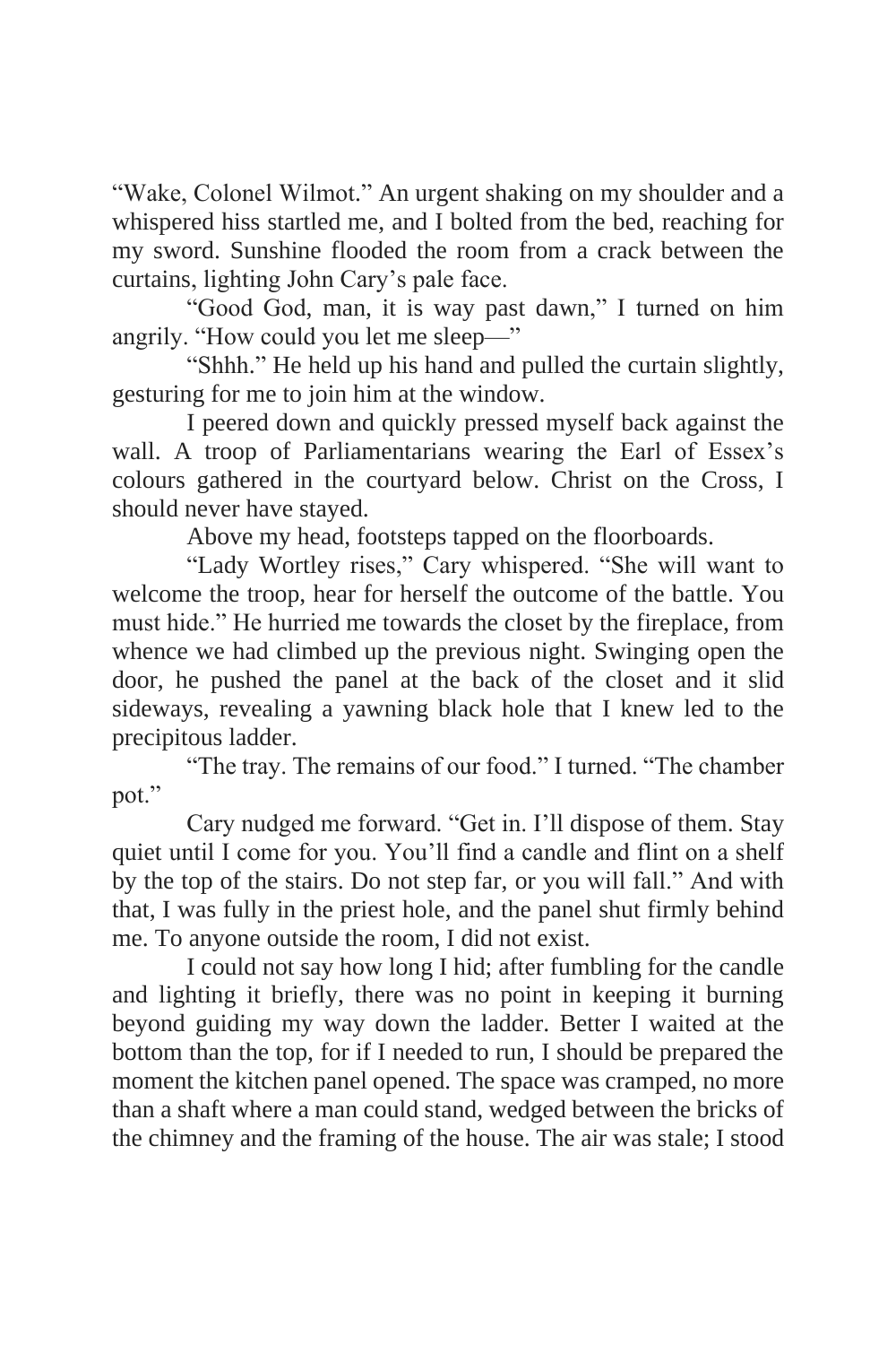"Wake, Colonel Wilmot." An urgent shaking on my shoulder and a whispered hiss startled me, and I bolted from the bed, reaching for my sword. Sunshine flooded the room from a crack between the curtains, lighting John Cary's pale face.

"Good God, man, it is way past dawn," I turned on him angrily. "How could you let me sleep—"

"Shhh." He held up his hand and pulled the curtain slightly, gesturing for me to join him at the window.

I peered down and quickly pressed myself back against the wall. A troop of Parliamentarians wearing the Earl of Essex's colours gathered in the courtyard below. Christ on the Cross, I should never have stayed.

Above my head, footsteps tapped on the floorboards.

"Lady Wortley rises," Cary whispered. "She will want to welcome the troop, hear for herself the outcome of the battle. You must hide." He hurried me towards the closet by the fireplace, from whence we had climbed up the previous night. Swinging open the door, he pushed the panel at the back of the closet and it slid sideways, revealing a yawning black hole that I knew led to the precipitous ladder.

"The tray. The remains of our food." I turned. "The chamber pot."

Cary nudged me forward. "Get in. I'll dispose of them. Stay quiet until I come for you. You'll find a candle and flint on a shelf by the top of the stairs. Do not step far, or you will fall." And with that, I was fully in the priest hole, and the panel shut firmly behind me. To anyone outside the room, I did not exist.

I could not say how long I hid; after fumbling for the candle and lighting it briefly, there was no point in keeping it burning beyond guiding my way down the ladder. Better I waited at the bottom than the top, for if I needed to run, I should be prepared the moment the kitchen panel opened. The space was cramped, no more than a shaft where a man could stand, wedged between the bricks of the chimney and the framing of the house. The air was stale; I stood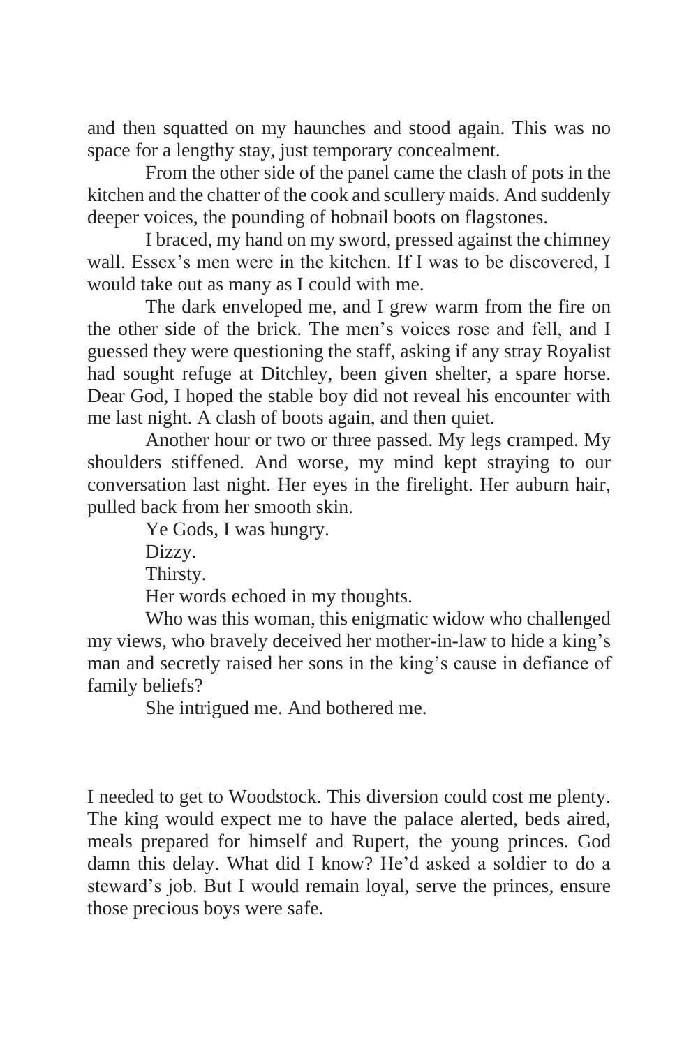and then squatted on my haunches and stood again. This was no space for a lengthy stay, just temporary concealment.

From the other side of the panel came the clash of pots in the kitchen and the chatter of the cook and scullery maids. And suddenly deeper voices, the pounding of hobnail boots on flagstones.

I braced, my hand on my sword, pressed against the chimney wall. Essex's men were in the kitchen. If I was to be discovered, I would take out as many as I could with me.

The dark enveloped me, and I grew warm from the fire on the other side of the brick. The men's voices rose and fell, and I guessed they were questioning the staff, asking if any stray Royalist had sought refuge at Ditchley, been given shelter, a spare horse. Dear God, I hoped the stable boy did not reveal his encounter with me last night. A clash of boots again, and then quiet.

Another hour or two or three passed. My legs cramped. My shoulders stiffened. And worse, my mind kept straying to our conversation last night. Her eyes in the firelight. Her auburn hair, pulled back from her smooth skin.

Ye Gods, I was hungry.

Dizzy.

Thirsty.

Her words echoed in my thoughts.

Who was this woman, this enigmatic widow who challenged my views, who bravely deceived her mother-in-law to hide a king's man and secretly raised her sons in the king's cause in defiance of family beliefs?

She intrigued me. And bothered me.

I needed to get to Woodstock. This diversion could cost me plenty. The king would expect me to have the palace alerted, beds aired, meals prepared for himself and Rupert, the young princes. God damn this delay. What did I know? He'd asked a soldier to do a steward's job. But I would remain loyal, serve the princes, ensure those precious boys were safe.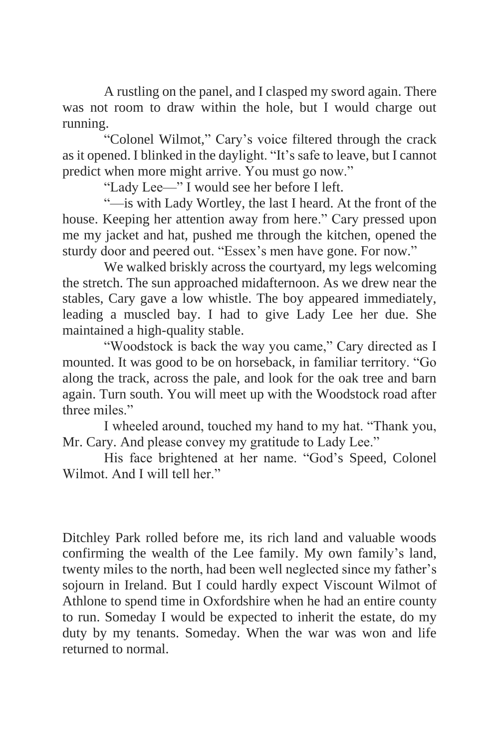A rustling on the panel, and I clasped my sword again. There was not room to draw within the hole, but I would charge out running.

"Colonel Wilmot," Cary's voice filtered through the crack as it opened. I blinked in the daylight. "It's safe to leave, but I cannot predict when more might arrive. You must go now."

"Lady Lee—" I would see her before I left.

"—is with Lady Wortley, the last I heard. At the front of the house. Keeping her attention away from here." Cary pressed upon me my jacket and hat, pushed me through the kitchen, opened the sturdy door and peered out. "Essex's men have gone. For now."

We walked briskly across the courtyard, my legs welcoming the stretch. The sun approached midafternoon. As we drew near the stables, Cary gave a low whistle. The boy appeared immediately, leading a muscled bay. I had to give Lady Lee her due. She maintained a high-quality stable.

"Woodstock is back the way you came," Cary directed as I mounted. It was good to be on horseback, in familiar territory. "Go along the track, across the pale, and look for the oak tree and barn again. Turn south. You will meet up with the Woodstock road after three miles."

I wheeled around, touched my hand to my hat. "Thank you, Mr. Cary. And please convey my gratitude to Lady Lee."

His face brightened at her name. "God's Speed, Colonel Wilmot. And I will tell her."

Ditchley Park rolled before me, its rich land and valuable woods confirming the wealth of the Lee family. My own family's land, twenty miles to the north, had been well neglected since my father's sojourn in Ireland. But I could hardly expect Viscount Wilmot of Athlone to spend time in Oxfordshire when he had an entire county to run. Someday I would be expected to inherit the estate, do my duty by my tenants. Someday. When the war was won and life returned to normal.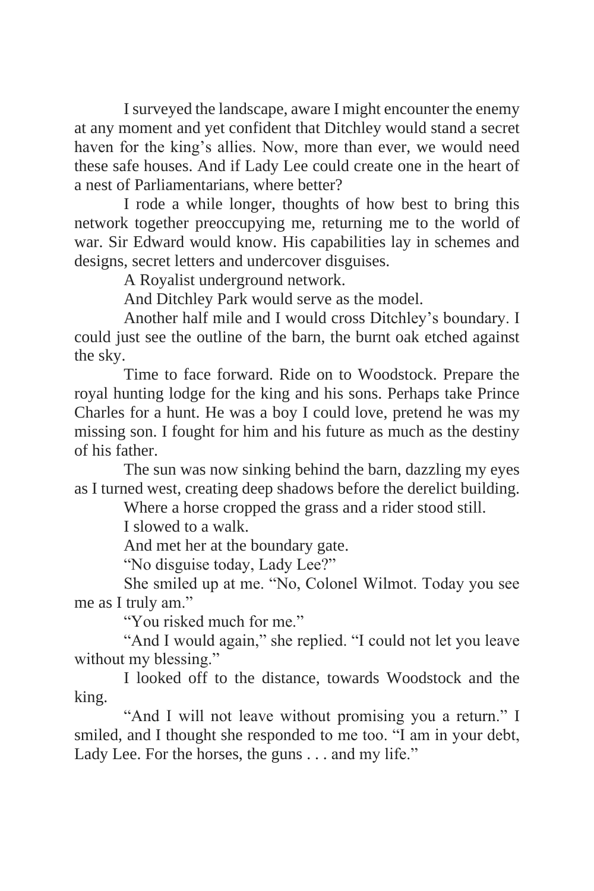I surveyed the landscape, aware I might encounter the enemy at any moment and yet confident that Ditchley would stand a secret haven for the king's allies. Now, more than ever, we would need these safe houses. And if Lady Lee could create one in the heart of a nest of Parliamentarians, where better?

I rode a while longer, thoughts of how best to bring this network together preoccupying me, returning me to the world of war. Sir Edward would know. His capabilities lay in schemes and designs, secret letters and undercover disguises.

A Royalist underground network.

And Ditchley Park would serve as the model.

Another half mile and I would cross Ditchley's boundary. I could just see the outline of the barn, the burnt oak etched against the sky.

Time to face forward. Ride on to Woodstock. Prepare the royal hunting lodge for the king and his sons. Perhaps take Prince Charles for a hunt. He was a boy I could love, pretend he was my missing son. I fought for him and his future as much as the destiny of his father.

The sun was now sinking behind the barn, dazzling my eyes as I turned west, creating deep shadows before the derelict building.

Where a horse cropped the grass and a rider stood still.

I slowed to a walk.

And met her at the boundary gate.

"No disguise today, Lady Lee?"

She smiled up at me. "No, Colonel Wilmot. Today you see me as I truly am."

"You risked much for me."

"And I would again," she replied. "I could not let you leave without my blessing."

I looked off to the distance, towards Woodstock and the king.

"And I will not leave without promising you a return." I smiled, and I thought she responded to me too. "I am in your debt, Lady Lee. For the horses, the guns . . . and my life."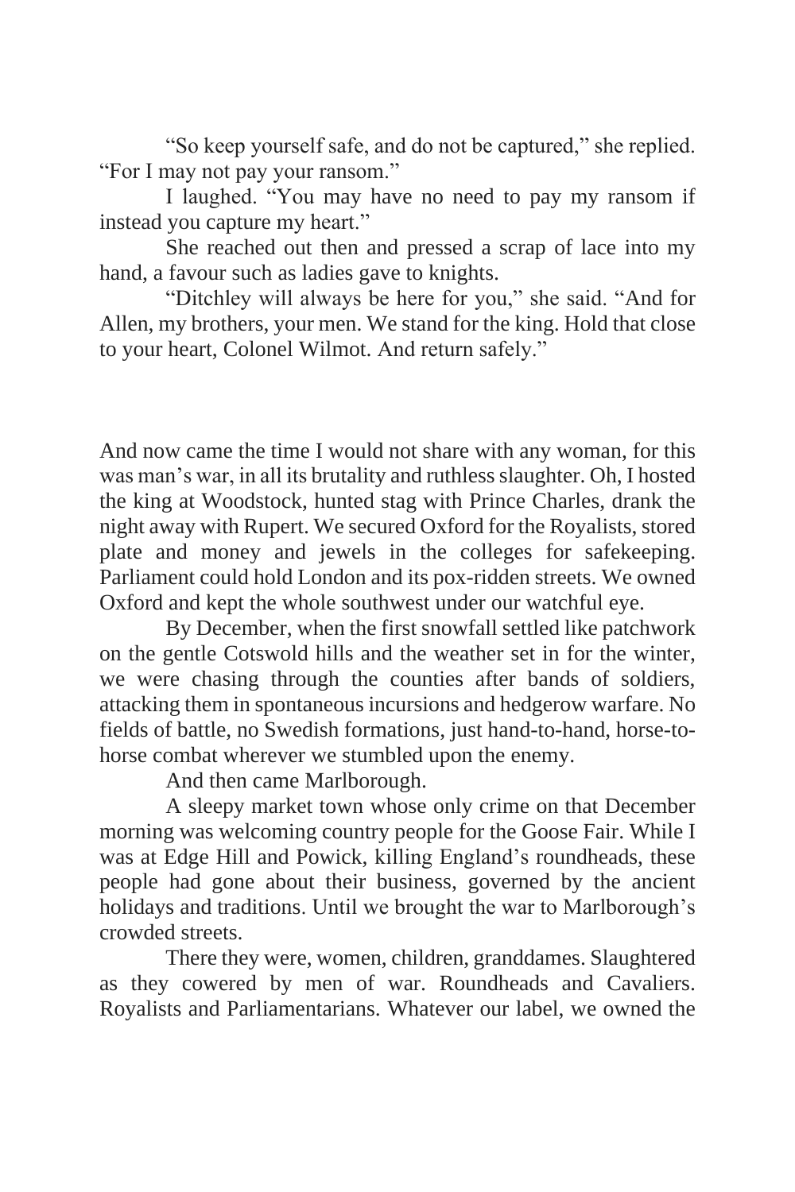"So keep yourself safe, and do not be captured," she replied. "For I may not pay your ransom."

I laughed. "You may have no need to pay my ransom if instead you capture my heart."

She reached out then and pressed a scrap of lace into my hand, a favour such as ladies gave to knights.

"Ditchley will always be here for you," she said. "And for Allen, my brothers, your men. We stand for the king. Hold that close to your heart, Colonel Wilmot. And return safely."

And now came the time I would not share with any woman, for this was man's war, in all its brutality and ruthless slaughter. Oh, I hosted the king at Woodstock, hunted stag with Prince Charles, drank the night away with Rupert. We secured Oxford for the Royalists, stored plate and money and jewels in the colleges for safekeeping. Parliament could hold London and its pox-ridden streets. We owned Oxford and kept the whole southwest under our watchful eye.

By December, when the first snowfall settled like patchwork on the gentle Cotswold hills and the weather set in for the winter, we were chasing through the counties after bands of soldiers, attacking them in spontaneous incursions and hedgerow warfare. No fields of battle, no Swedish formations, just hand-to-hand, horse-to-horse combat wherever we stumbled upon the enemy.

And then came Marlborough.

A sleepy market town whose only crime on that December morning was welcoming country people for the Goose Fair. While I was at Edge Hill and Powick, killing England's roundheads, these people had gone about their business, governed by the ancient holidays and traditions. Until we brought the war to Marlborough's crowded streets.

There they were, women, children, granddames. Slaughtered as they cowered by men of war. Roundheads and Cavaliers. Royalists and Parliamentarians. Whatever our label, we owned the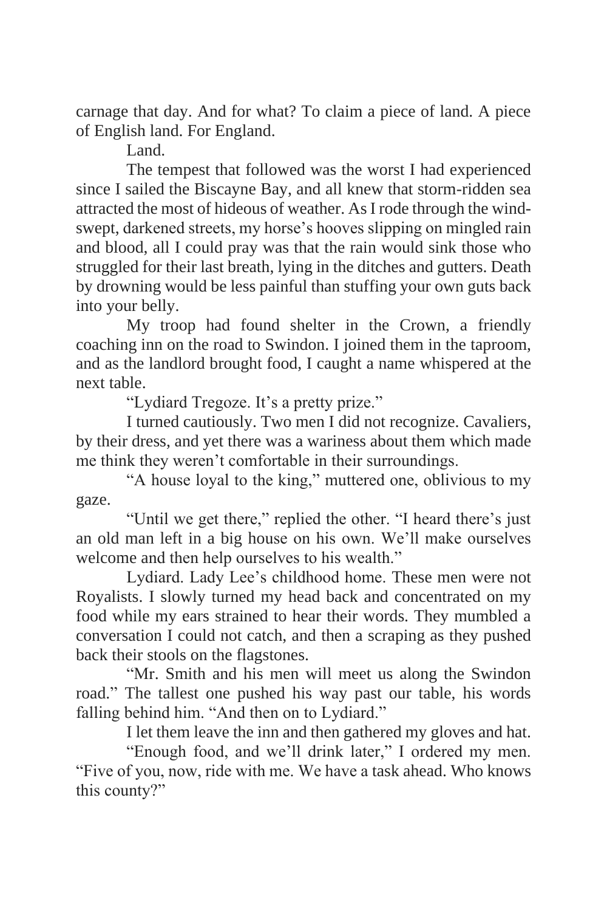carnage that day. And for what? To claim a piece of land. A piece of English land. For England.

Land.

The tempest that followed was the worst I had experienced since I sailed the Biscayne Bay, and all knew that storm-ridden sea attracted the most of hideous of weather. As I rode through the wind-swept, darkened streets, my horse's hooves slipping on mingled rain and blood, all I could pray was that the rain would sink those who struggled for their last breath, lying in the ditches and gutters. Death by drowning would be less painful than stuffing your own guts back into your belly.

My troop had found shelter in the Crown, a friendly coaching inn on the road to Swindon. I joined them in the taproom, and as the landlord brought food, I caught a name whispered at the next table.

"Lydiard Tregoze. It's a pretty prize."

I turned cautiously. Two men I did not recognize. Cavaliers, by their dress, and yet there was a wariness about them which made me think they weren't comfortable in their surroundings.

"A house loyal to the king," muttered one, oblivious to my gaze.

"Until we get there," replied the other. "I heard there's just an old man left in a big house on his own. We'll make ourselves welcome and then help ourselves to his wealth."

Lydiard. Lady Lee's childhood home. These men were not Royalists. I slowly turned my head back and concentrated on my food while my ears strained to hear their words. They mumbled a conversation I could not catch, and then a scraping as they pushed back their stools on the flagstones.

"Mr. Smith and his men will meet us along the Swindon road." The tallest one pushed his way past our table, his words falling behind him. "And then on to Lydiard."

I let them leave the inn and then gathered my gloves and hat.

"Enough food, and we'll drink later," I ordered my men. "Five of you, now, ride with me. We have a task ahead. Who knows this county?"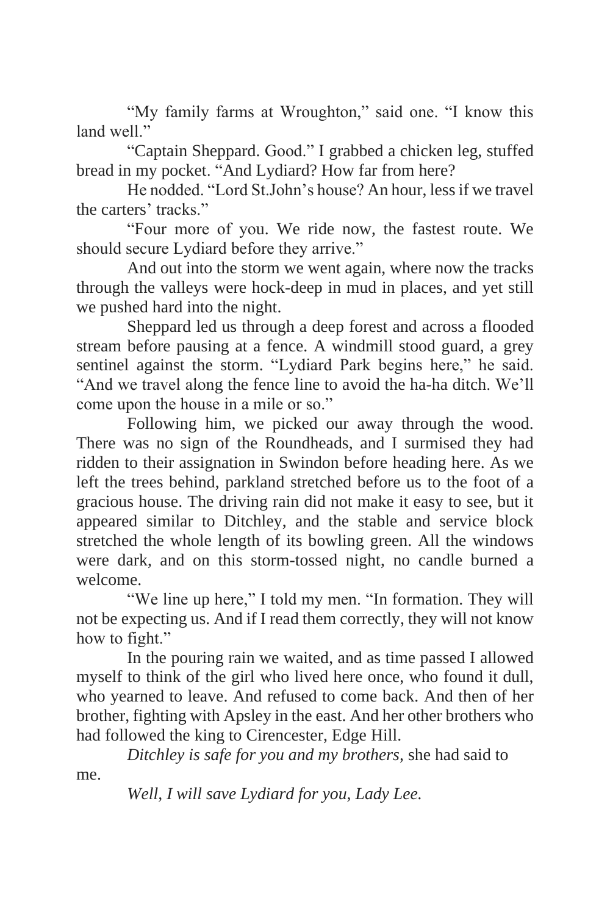"My family farms at Wroughton," said one. "I know this land well."

"Captain Sheppard. Good." I grabbed a chicken leg, stuffed bread in my pocket. "And Lydiard? How far from here?

He nodded. "Lord St.John's house? An hour, less if we travel the carters' tracks."

"Four more of you. We ride now, the fastest route. We should secure Lydiard before they arrive."

And out into the storm we went again, where now the tracks through the valleys were hock-deep in mud in places, and yet still we pushed hard into the night.

Sheppard led us through a deep forest and across a flooded stream before pausing at a fence. A windmill stood guard, a grey sentinel against the storm. "Lydiard Park begins here," he said. "And we travel along the fence line to avoid the ha-ha ditch. We'll come upon the house in a mile or so."

Following him, we picked our away through the wood. There was no sign of the Roundheads, and I surmised they had ridden to their assignation in Swindon before heading here. As we left the trees behind, parkland stretched before us to the foot of a gracious house. The driving rain did not make it easy to see, but it appeared similar to Ditchley, and the stable and service block stretched the whole length of its bowling green. All the windows were dark, and on this storm-tossed night, no candle burned a welcome.

"We line up here," I told my men. "In formation. They will not be expecting us. And if I read them correctly, they will not know how to fight."

In the pouring rain we waited, and as time passed I allowed myself to think of the girl who lived here once, who found it dull, who yearned to leave. And refused to come back. And then of her brother, fighting with Apsley in the east. And her other brothers who had followed the king to Cirencester, Edge Hill.

*Ditchley is safe for you and my brothers,* she had said to me.

*Well, I will save Lydiard for you, Lady Lee.*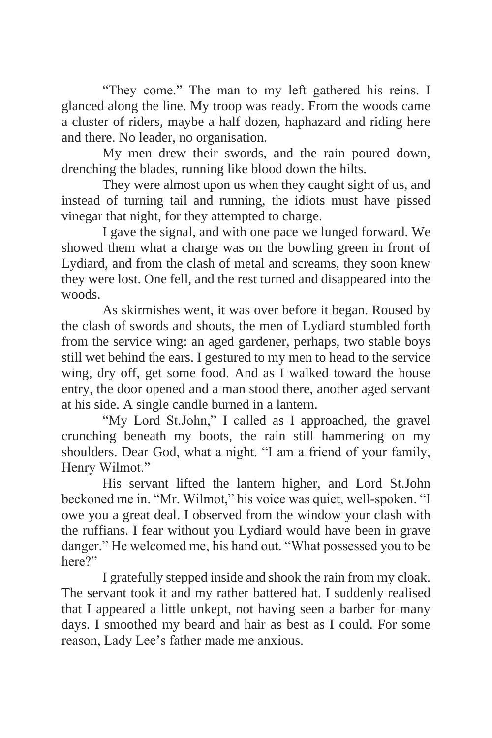"They come." The man to my left gathered his reins. I glanced along the line. My troop was ready. From the woods came a cluster of riders, maybe a half dozen, haphazard and riding here and there. No leader, no organisation.

My men drew their swords, and the rain poured down, drenching the blades, running like blood down the hilts.

They were almost upon us when they caught sight of us, and instead of turning tail and running, the idiots must have pissed vinegar that night, for they attempted to charge.

I gave the signal, and with one pace we lunged forward. We showed them what a charge was on the bowling green in front of Lydiard, and from the clash of metal and screams, they soon knew they were lost. One fell, and the rest turned and disappeared into the woods.

As skirmishes went, it was over before it began. Roused by the clash of swords and shouts, the men of Lydiard stumbled forth from the service wing: an aged gardener, perhaps, two stable boys still wet behind the ears. I gestured to my men to head to the service wing, dry off, get some food. And as I walked toward the house entry, the door opened and a man stood there, another aged servant at his side. A single candle burned in a lantern.

"My Lord St.John," I called as I approached, the gravel crunching beneath my boots, the rain still hammering on my shoulders. Dear God, what a night. "I am a friend of your family, Henry Wilmot."

His servant lifted the lantern higher, and Lord St.John beckoned me in. "Mr. Wilmot," his voice was quiet, well-spoken. "I owe you a great deal. I observed from the window your clash with the ruffians. I fear without you Lydiard would have been in grave danger." He welcomed me, his hand out. "What possessed you to be here?"

I gratefully stepped inside and shook the rain from my cloak. The servant took it and my rather battered hat. I suddenly realised that I appeared a little unkept, not having seen a barber for many days. I smoothed my beard and hair as best as I could. For some reason, Lady Lee's father made me anxious.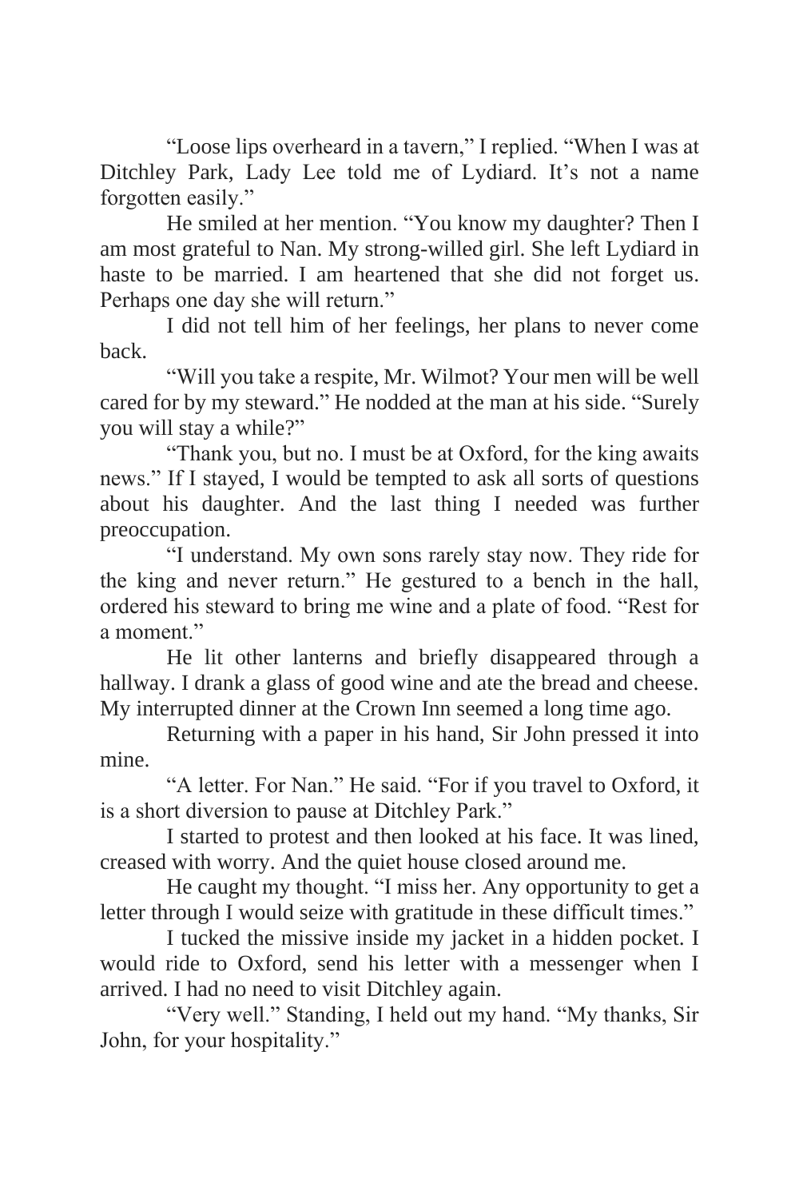"Loose lips overheard in a tavern," I replied. "When I was at Ditchley Park, Lady Lee told me of Lydiard. It's not a name forgotten easily."

He smiled at her mention. "You know my daughter? Then I am most grateful to Nan. My strong-willed girl. She left Lydiard in haste to be married. I am heartened that she did not forget us. Perhaps one day she will return."

I did not tell him of her feelings, her plans to never come back.

"Will you take a respite, Mr. Wilmot? Your men will be well cared for by my steward." He nodded at the man at his side. "Surely you will stay a while?"

"Thank you, but no. I must be at Oxford, for the king awaits news." If I stayed, I would be tempted to ask all sorts of questions about his daughter. And the last thing I needed was further preoccupation.

"I understand. My own sons rarely stay now. They ride for the king and never return." He gestured to a bench in the hall, ordered his steward to bring me wine and a plate of food. "Rest for a moment."

He lit other lanterns and briefly disappeared through a hallway. I drank a glass of good wine and ate the bread and cheese. My interrupted dinner at the Crown Inn seemed a long time ago.

Returning with a paper in his hand, Sir John pressed it into mine.

"A letter. For Nan." He said. "For if you travel to Oxford, it is a short diversion to pause at Ditchley Park."

I started to protest and then looked at his face. It was lined, creased with worry. And the quiet house closed around me.

He caught my thought. "I miss her. Any opportunity to get a letter through I would seize with gratitude in these difficult times."

I tucked the missive inside my jacket in a hidden pocket. I would ride to Oxford, send his letter with a messenger when I arrived. I had no need to visit Ditchley again.

"Very well." Standing, I held out my hand. "My thanks, Sir John, for your hospitality."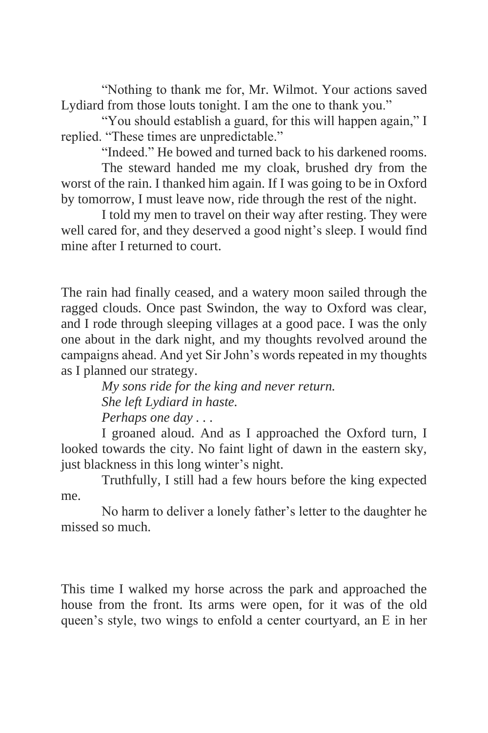"Nothing to thank me for, Mr. Wilmot. Your actions saved Lydiard from those louts tonight. I am the one to thank you."

"You should establish a guard, for this will happen again," I replied. "These times are unpredictable."

"Indeed." He bowed and turned back to his darkened rooms.

The steward handed me my cloak, brushed dry from the worst of the rain. I thanked him again. If I was going to be in Oxford by tomorrow, I must leave now, ride through the rest of the night.

I told my men to travel on their way after resting. They were well cared for, and they deserved a good night's sleep. I would find mine after I returned to court.

The rain had finally ceased, and a watery moon sailed through the ragged clouds. Once past Swindon, the way to Oxford was clear, and I rode through sleeping villages at a good pace. I was the only one about in the dark night, and my thoughts revolved around the campaigns ahead. And yet Sir John's words repeated in my thoughts as I planned our strategy.

*My sons ride for the king and never return.*

*She left Lydiard in haste.*

*Perhaps one day . . .*

I groaned aloud. And as I approached the Oxford turn, I looked towards the city. No faint light of dawn in the eastern sky, just blackness in this long winter's night.

Truthfully, I still had a few hours before the king expected me.

No harm to deliver a lonely father's letter to the daughter he missed so much.

This time I walked my horse across the park and approached the house from the front. Its arms were open, for it was of the old queen's style, two wings to enfold a center courtyard, an E in her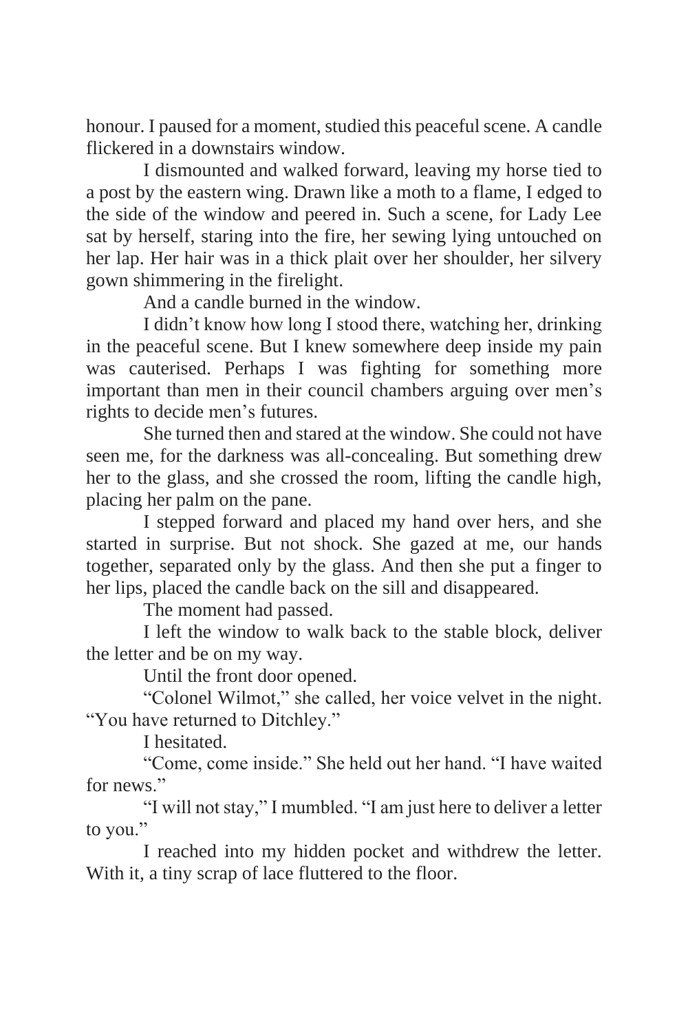honour. I paused for a moment, studied this peaceful scene. A candle flickered in a downstairs window.

I dismounted and walked forward, leaving my horse tied to a post by the eastern wing. Drawn like a moth to a flame, I edged to the side of the window and peered in. Such a scene, for Lady Lee sat by herself, staring into the fire, her sewing lying untouched on her lap. Her hair was in a thick plait over her shoulder, her silvery gown shimmering in the firelight.

And a candle burned in the window.

I didn't know how long I stood there, watching her, drinking in the peaceful scene. But I knew somewhere deep inside my pain was cauterised. Perhaps I was fighting for something more important than men in their council chambers arguing over men's rights to decide men's futures.

She turned then and stared at the window. She could not have seen me, for the darkness was all-concealing. But something drew her to the glass, and she crossed the room, lifting the candle high, placing her palm on the pane.

I stepped forward and placed my hand over hers, and she started in surprise. But not shock. She gazed at me, our hands together, separated only by the glass. And then she put a finger to her lips, placed the candle back on the sill and disappeared.

The moment had passed.

I left the window to walk back to the stable block, deliver the letter and be on my way.

Until the front door opened.

"Colonel Wilmot," she called, her voice velvet in the night. "You have returned to Ditchley."

I hesitated.

"Come, come inside." She held out her hand. "I have waited for news."

"I will not stay," I mumbled. "I am just here to deliver a letter to you."

I reached into my hidden pocket and withdrew the letter. With it, a tiny scrap of lace fluttered to the floor.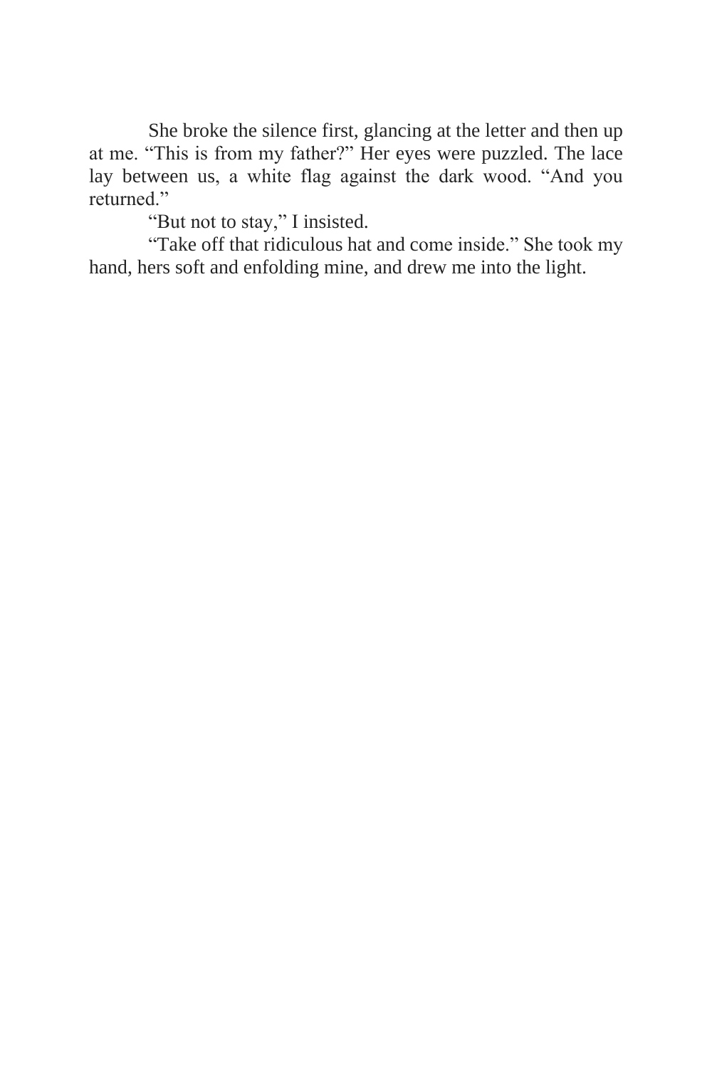She broke the silence first, glancing at the letter and then up at me. “This is from my father?” Her eyes were puzzled. The lace lay between us, a white flag against the dark wood. “And you returned.”

“But not to stay,” I insisted.

“Take off that ridiculous hat and come inside.” She took my hand, hers soft and enfolding mine, and drew me into the light.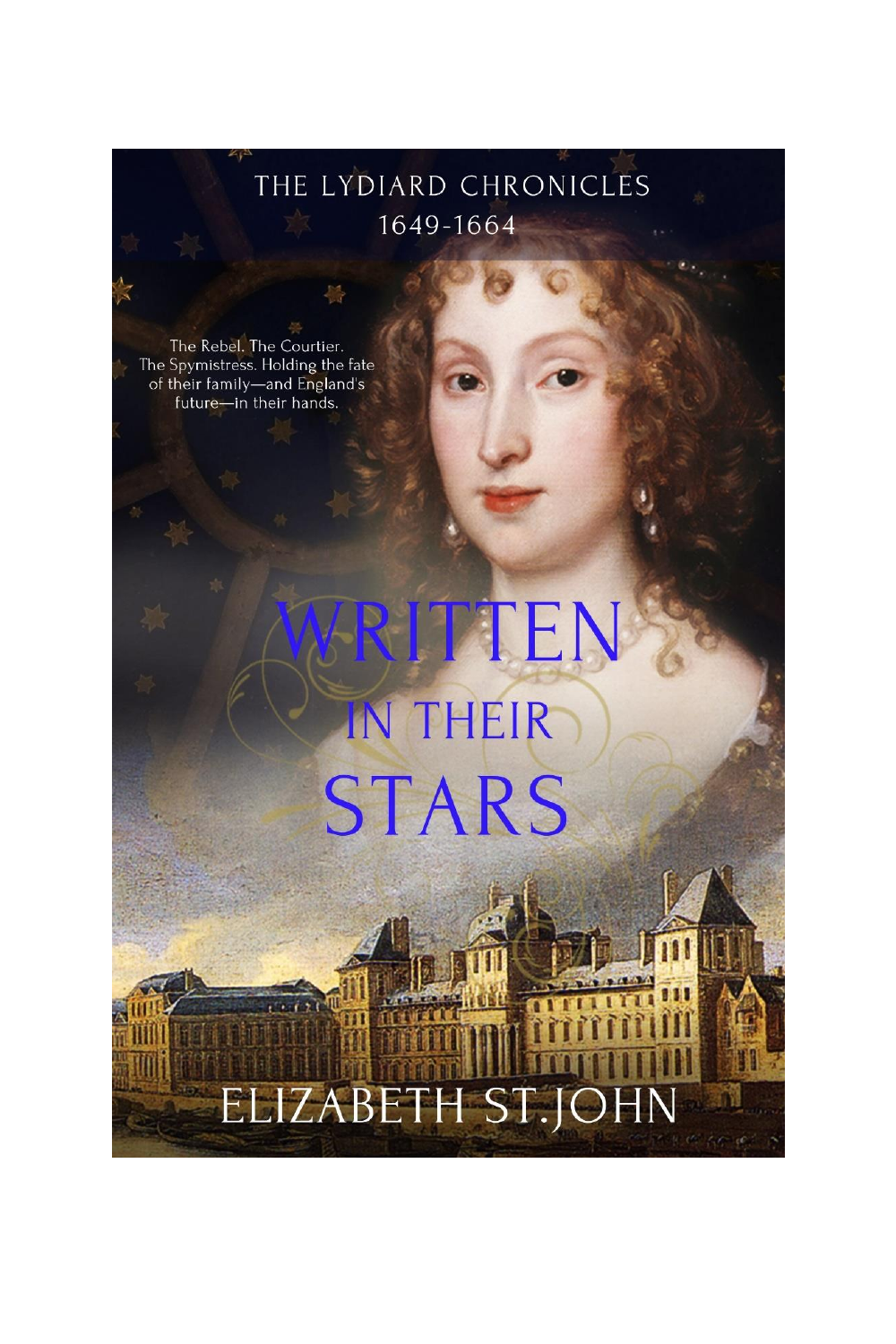THE LYDIARD CHRONICLES
1649-1664

The Rebel. The Courtier. The Spymistress. Holding the fate of their family—and England's future—in their hands.

# WRITTEN IN THEIR STARS

ELIZABETH ST.JOHN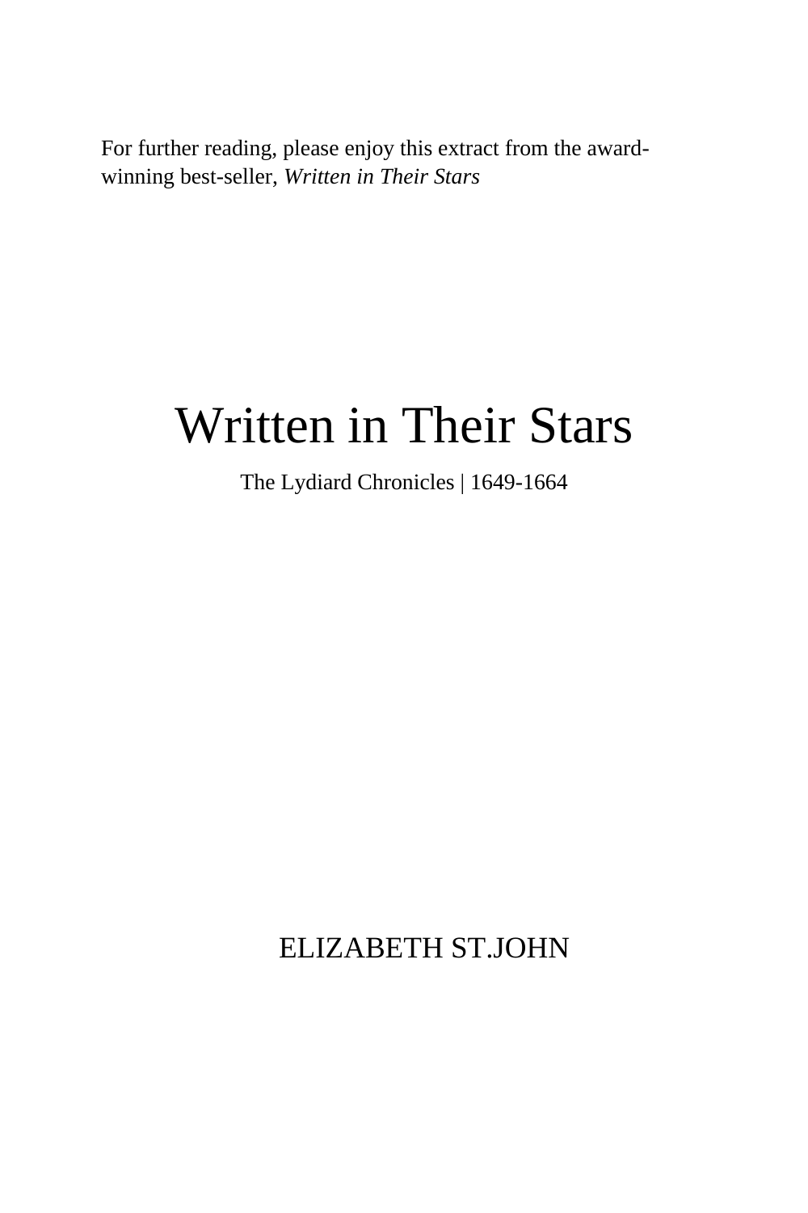For further reading, please enjoy this extract from the award-winning best-seller, *Written in Their Stars*

# Written in Their Stars

The Lydiard Chronicles | 1649-1664

ELIZABETH ST.JOHN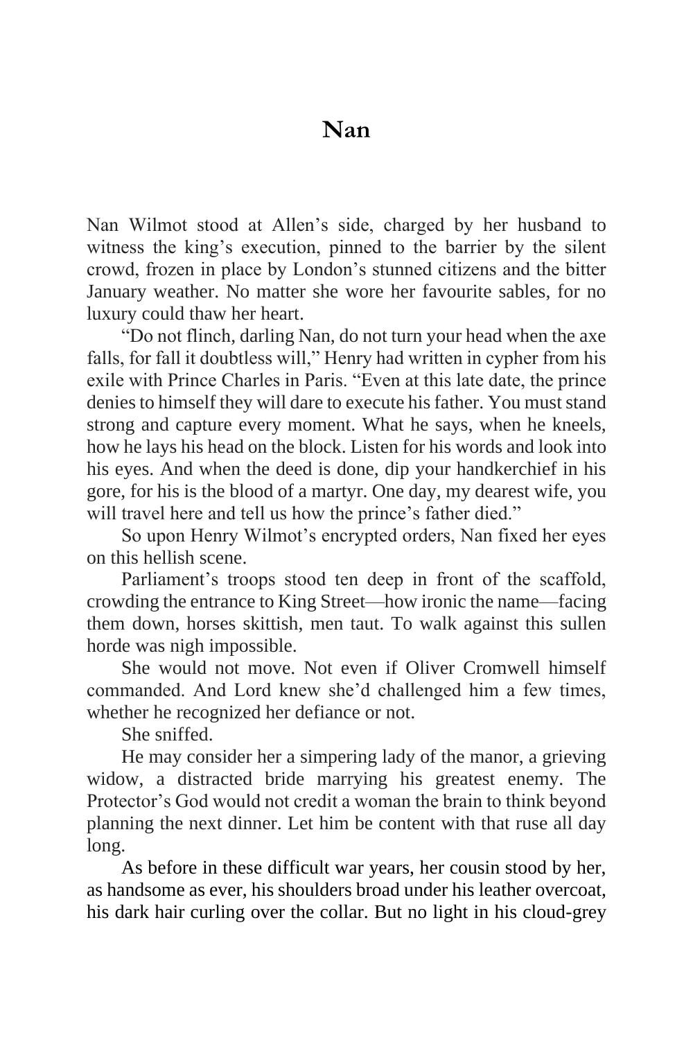# Nan

Nan Wilmot stood at Allen's side, charged by her husband to witness the king's execution, pinned to the barrier by the silent crowd, frozen in place by London's stunned citizens and the bitter January weather. No matter she wore her favourite sables, for no luxury could thaw her heart.

"Do not flinch, darling Nan, do not turn your head when the axe falls, for fall it doubtless will," Henry had written in cypher from his exile with Prince Charles in Paris. "Even at this late date, the prince denies to himself they will dare to execute his father. You must stand strong and capture every moment. What he says, when he kneels, how he lays his head on the block. Listen for his words and look into his eyes. And when the deed is done, dip your handkerchief in his gore, for his is the blood of a martyr. One day, my dearest wife, you will travel here and tell us how the prince's father died."

So upon Henry Wilmot's encrypted orders, Nan fixed her eyes on this hellish scene.

Parliament's troops stood ten deep in front of the scaffold, crowding the entrance to King Street—how ironic the name—facing them down, horses skittish, men taut. To walk against this sullen horde was nigh impossible.

She would not move. Not even if Oliver Cromwell himself commanded. And Lord knew she'd challenged him a few times, whether he recognized her defiance or not.

She sniffed.

He may consider her a simpering lady of the manor, a grieving widow, a distracted bride marrying his greatest enemy. The Protector's God would not credit a woman the brain to think beyond planning the next dinner. Let him be content with that ruse all day long.

As before in these difficult war years, her cousin stood by her, as handsome as ever, his shoulders broad under his leather overcoat, his dark hair curling over the collar. But no light in his cloud-grey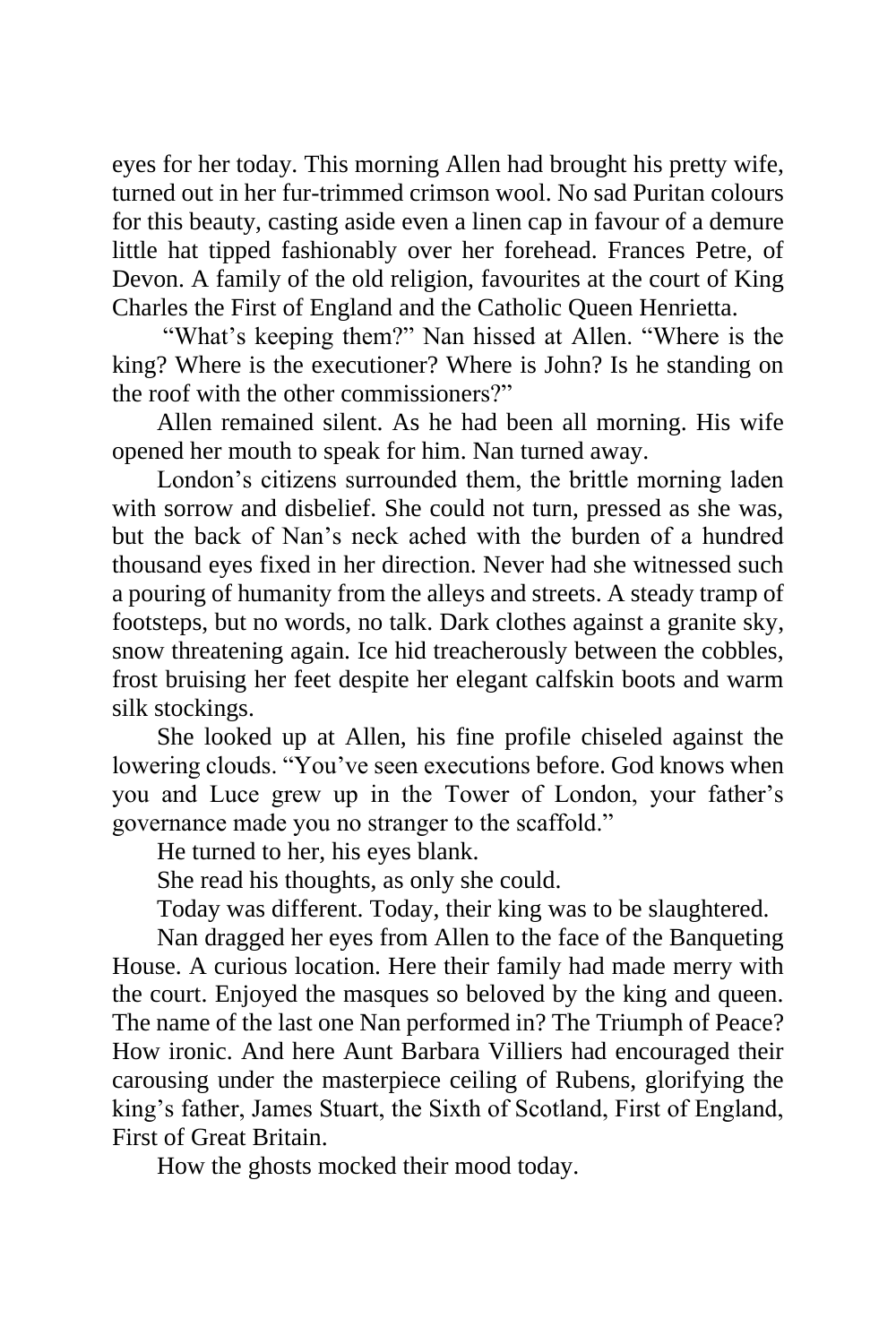eyes for her today. This morning Allen had brought his pretty wife, turned out in her fur-trimmed crimson wool. No sad Puritan colours for this beauty, casting aside even a linen cap in favour of a demure little hat tipped fashionably over her forehead. Frances Petre, of Devon. A family of the old religion, favourites at the court of King Charles the First of England and the Catholic Queen Henrietta.

"What's keeping them?" Nan hissed at Allen. "Where is the king? Where is the executioner? Where is John? Is he standing on the roof with the other commissioners?"

Allen remained silent. As he had been all morning. His wife opened her mouth to speak for him. Nan turned away.

London's citizens surrounded them, the brittle morning laden with sorrow and disbelief. She could not turn, pressed as she was, but the back of Nan's neck ached with the burden of a hundred thousand eyes fixed in her direction. Never had she witnessed such a pouring of humanity from the alleys and streets. A steady tramp of footsteps, but no words, no talk. Dark clothes against a granite sky, snow threatening again. Ice hid treacherously between the cobbles, frost bruising her feet despite her elegant calfskin boots and warm silk stockings.

She looked up at Allen, his fine profile chiseled against the lowering clouds. "You've seen executions before. God knows when you and Luce grew up in the Tower of London, your father's governance made you no stranger to the scaffold."

He turned to her, his eyes blank.

She read his thoughts, as only she could.

Today was different. Today, their king was to be slaughtered.

Nan dragged her eyes from Allen to the face of the Banqueting House. A curious location. Here their family had made merry with the court. Enjoyed the masques so beloved by the king and queen. The name of the last one Nan performed in? The Triumph of Peace? How ironic. And here Aunt Barbara Villiers had encouraged their carousing under the masterpiece ceiling of Rubens, glorifying the king's father, James Stuart, the Sixth of Scotland, First of England, First of Great Britain.

How the ghosts mocked their mood today.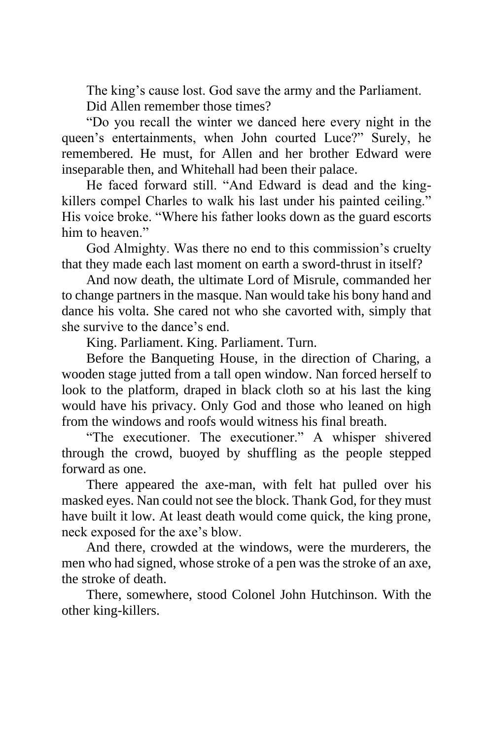The king's cause lost. God save the army and the Parliament.

Did Allen remember those times?

"Do you recall the winter we danced here every night in the queen's entertainments, when John courted Luce?" Surely, he remembered. He must, for Allen and her brother Edward were inseparable then, and Whitehall had been their palace.

He faced forward still. "And Edward is dead and the king-killers compel Charles to walk his last under his painted ceiling." His voice broke. "Where his father looks down as the guard escorts him to heaven."

God Almighty. Was there no end to this commission's cruelty that they made each last moment on earth a sword-thrust in itself?

And now death, the ultimate Lord of Misrule, commanded her to change partners in the masque. Nan would take his bony hand and dance his volta. She cared not who she cavorted with, simply that she survive to the dance's end.

King. Parliament. King. Parliament. Turn.

Before the Banqueting House, in the direction of Charing, a wooden stage jutted from a tall open window. Nan forced herself to look to the platform, draped in black cloth so at his last the king would have his privacy. Only God and those who leaned on high from the windows and roofs would witness his final breath.

"The executioner. The executioner." A whisper shivered through the crowd, buoyed by shuffling as the people stepped forward as one.

There appeared the axe-man, with felt hat pulled over his masked eyes. Nan could not see the block. Thank God, for they must have built it low. At least death would come quick, the king prone, neck exposed for the axe's blow.

And there, crowded at the windows, were the murderers, the men who had signed, whose stroke of a pen was the stroke of an axe, the stroke of death.

There, somewhere, stood Colonel John Hutchinson. With the other king-killers.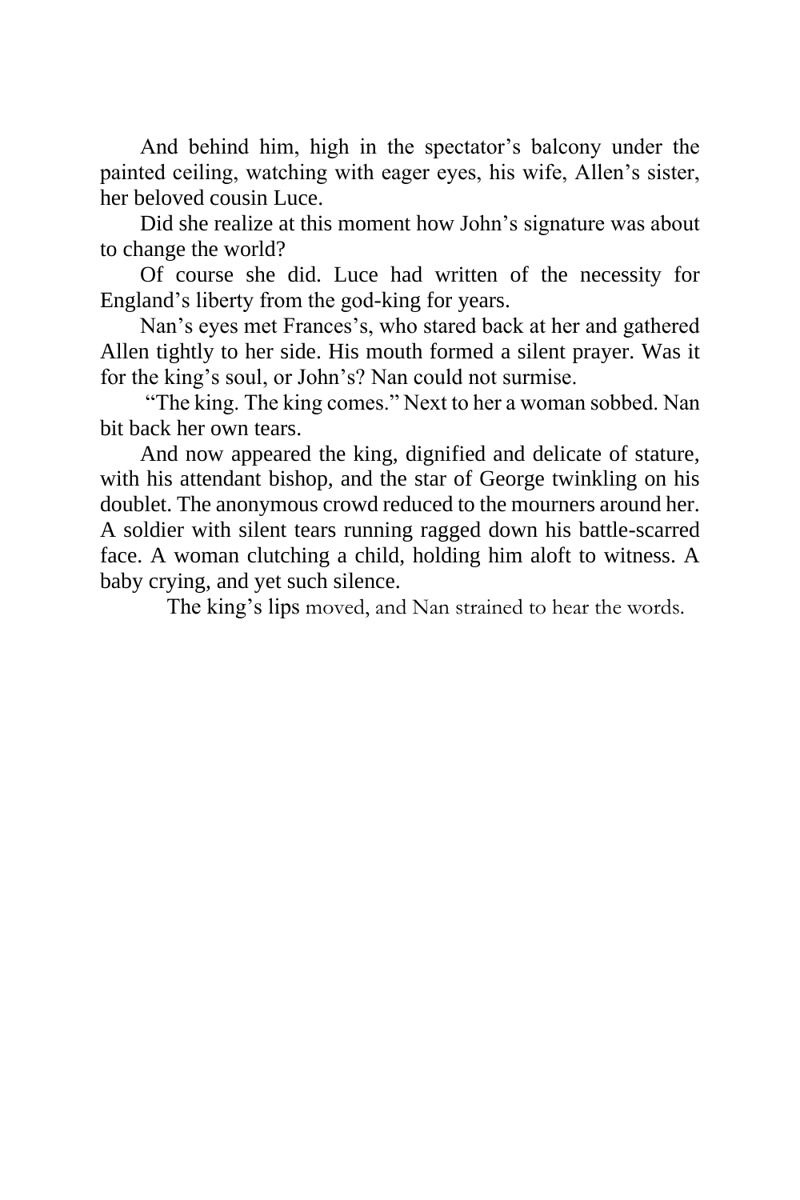And behind him, high in the spectator's balcony under the painted ceiling, watching with eager eyes, his wife, Allen's sister, her beloved cousin Luce.

Did she realize at this moment how John's signature was about to change the world?

Of course she did. Luce had written of the necessity for England's liberty from the god-king for years.

Nan's eyes met Frances's, who stared back at her and gathered Allen tightly to her side. His mouth formed a silent prayer. Was it for the king's soul, or John's? Nan could not surmise.

"The king. The king comes." Next to her a woman sobbed. Nan bit back her own tears.

And now appeared the king, dignified and delicate of stature, with his attendant bishop, and the star of George twinkling on his doublet. The anonymous crowd reduced to the mourners around her. A soldier with silent tears running ragged down his battle-scarred face. A woman clutching a child, holding him aloft to witness. A baby crying, and yet such silence.

The king's lips moved, and Nan strained to hear the words.